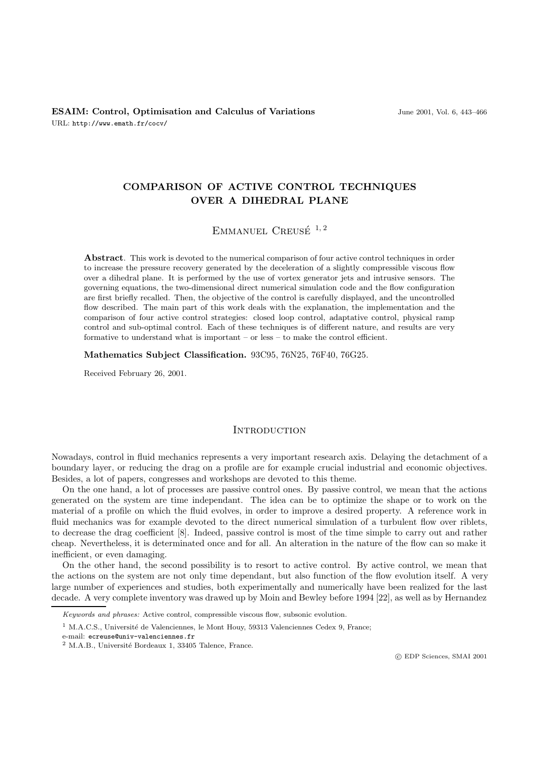# COMPARISON OF ACTIVE CONTROL TECHNIQUES OVER A DIHEDRAL PLANE

Emmanuel Creusé [1, 2]

**Abstract**. This work is devoted to the numerical comparison of four active control techniques in order to increase the pressure recovery generated by the deceleration of a slightly compressible viscous flow over a dihedral plane. It is performed by the use of vortex generator jets and intrusive sensors. The governing equations, the two-dimensional direct numerical simulation code and the flow configuration are first briefly recalled. Then, the objective of the control is carefully displayed, and the uncontrolled flow described. The main part of this work deals with the explanation, the implementation and the comparison of four active control strategies: closed loop control, adaptative control, physical ramp control and sub-optimal control. Each of these techniques is of different nature, and results are very formative to understand what is important – or less – to make the control efficient.

**Mathematics Subject Classification.** 93C95, 76N25, 76F40, 76G25.

Received February 26, 2001.

## Introduction

Nowadays, control in fluid mechanics represents a very important research axis. Delaying the detachment of a boundary layer, or reducing the drag on a profile are for example crucial industrial and economic objectives. Besides, a lot of papers, congresses and workshops are devoted to this theme.

On the one hand, a lot of processes are passive control ones. By passive control, we mean that the actions generated on the system are time independant. The idea can be to optimize the shape or to work on the material of a profile on which the fluid evolves, in order to improve a desired property. A reference work in fluid mechanics was for example devoted to the direct numerical simulation of a turbulent flow over riblets, to decrease the drag coefficient [8]. Indeed, passive control is most of the time simple to carry out and rather cheap. Nevertheless, it is determinated once and for all. An alteration in the nature of the flow can so make it inefficient, or even damaging.

On the other hand, the second possibility is to resort to active control. By active control, we mean that the actions on the system are not only time dependant, but also function of the flow evolution itself. A very large number of experiences and studies, both experimentally and numerically have been realized for the last decade. A very complete inventory was drawed up by Moin and Bewley before 1994 [22], as well as by Hernandez

*Keywords and phrases:* Active control, compressible viscous flow, subsonic evolution.

[1] M.A.C.S., Université de Valenciennes, le Mont Houy, 59313 Valenciennes Cedex 9, France;
e-mail: ecreuse@univ-valenciennes.fr

[2] M.A.B., Université Bordeaux 1, 33405 Talence, France.

© EDP Sciences, SMAI 2001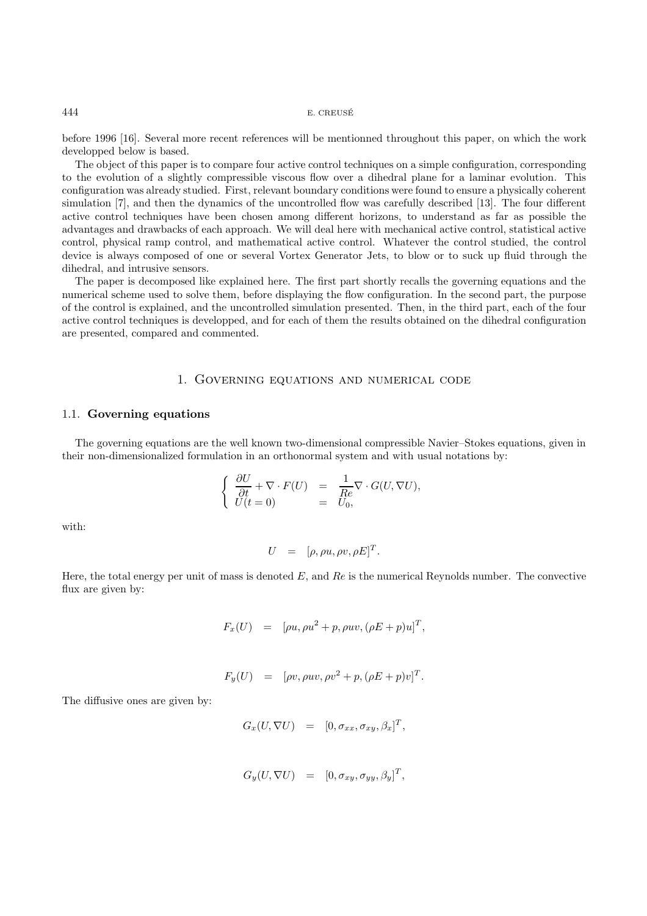before 1996 [16]. Several more recent references will be mentionned throughout this paper, on which the work developped below is based.

The object of this paper is to compare four active control techniques on a simple configuration, corresponding to the evolution of a slightly compressible viscous flow over a dihedral plane for a laminar evolution. This configuration was already studied. First, relevant boundary conditions were found to ensure a physically coherent simulation [7], and then the dynamics of the uncontrolled flow was carefully described [13]. The four different active control techniques have been chosen among different horizons, to understand as far as possible the advantages and drawbacks of each approach. We will deal here with mechanical active control, statistical active control, physical ramp control, and mathematical active control. Whatever the control studied, the control device is always composed of one or several Vortex Generator Jets, to blow or to suck up fluid through the dihedral, and intrusive sensors.

The paper is decomposed like explained here. The first part shortly recalls the governing equations and the numerical scheme used to solve them, before displaying the flow configuration. In the second part, the purpose of the control is explained, and the uncontrolled simulation presented. Then, in the third part, each of the four active control techniques is developped, and for each of them the results obtained on the dihedral configuration are presented, compared and commented.

## 1. Governing equations and numerical code

### 1.1. Governing equations

The governing equations are the well known two-dimensional compressible Navier–Stokes equations, given in their non-dimensionalized formulation in an orthonormal system and with usual notations by:

$$\left\{ \begin{array}{lcl} \dfrac{\partial U}{\partial t} + \nabla \cdot F(U) & = & \dfrac{1}{Re} \nabla \cdot G(U, \nabla U), \\ U(t=0) & = & U_0, \end{array} \right.$$

with:

$$U \quad = \quad [\rho, \rho u, \rho v, \rho E]^T.$$

Here, the total energy per unit of mass is denoted $E$, and $Re$ is the numerical Reynolds number. The convective flux are given by:

$$F_x(U) \quad = \quad [\rho u, \rho u^2 + p, \rho uv, (\rho E + p)u]^T,$$

$$F_y(U) \quad = \quad [\rho v, \rho uv, \rho v^2 + p, (\rho E + p)v]^T.$$

The diffusive ones are given by:

$$G_x(U, \nabla U) \quad = \quad [0, \sigma_{xx}, \sigma_{xy}, \beta_x]^T,$$

$$G_y(U, \nabla U) \quad = \quad [0, \sigma_{xy}, \sigma_{yy}, \beta_y]^T,$$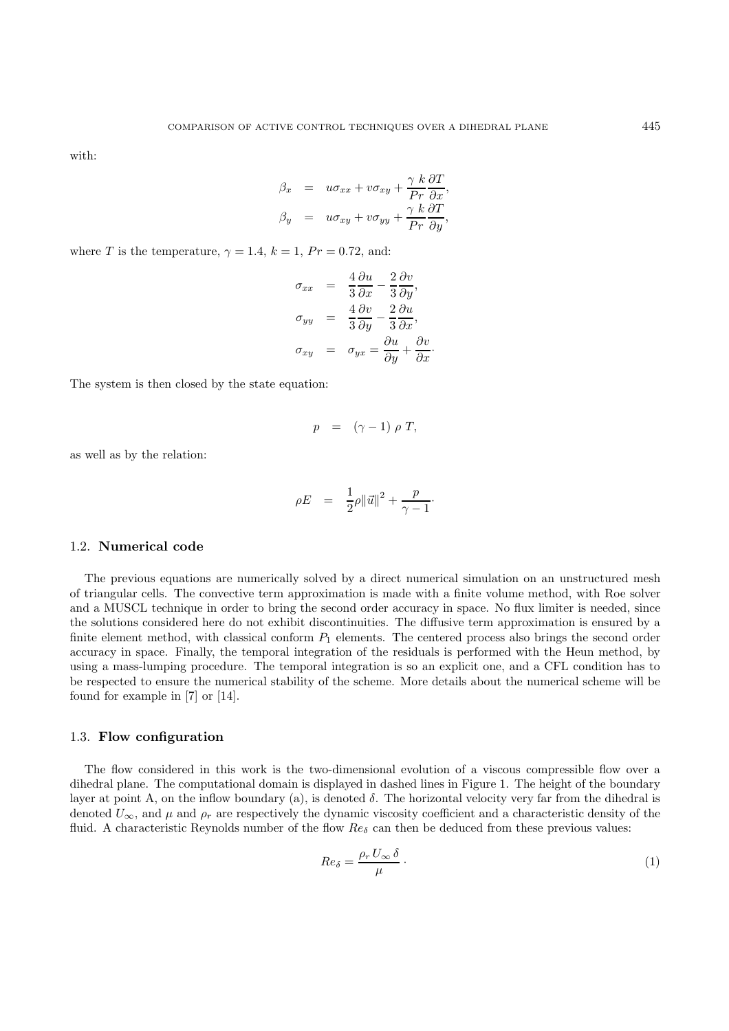with:

$$
\begin{aligned}
\beta_x &= u\sigma_{xx} + v\sigma_{xy} + \frac{\gamma}{Pr}\frac{k}{}\frac{\partial T}{\partial x}, \\
\beta_y &= u\sigma_{xy} + v\sigma_{yy} + \frac{\gamma}{Pr}\frac{k}{}\frac{\partial T}{\partial y},
\end{aligned}
$$

where $T$ is the temperature, $\gamma = 1.4$, $k = 1$, $Pr = 0.72$, and:

$$
\begin{aligned}
\sigma_{xx} &= \frac{4}{3}\frac{\partial u}{\partial x} - \frac{2}{3}\frac{\partial v}{\partial y}, \\
\sigma_{yy} &= \frac{4}{3}\frac{\partial v}{\partial y} - \frac{2}{3}\frac{\partial u}{\partial x}, \\
\sigma_{xy} &= \sigma_{yx} = \frac{\partial u}{\partial y} + \frac{\partial v}{\partial x}\cdot
\end{aligned}
$$

The system is then closed by the state equation:

$$
p = (\gamma - 1)\ \rho\ T,
$$

as well as by the relation:

$$
\rho E = \frac{1}{2}\rho \|\vec{u}\|^2 + \frac{p}{\gamma - 1}\cdot
$$

### 1.2. **Numerical code**

The previous equations are numerically solved by a direct numerical simulation on an unstructured mesh of triangular cells. The convective term approximation is made with a finite volume method, with Roe solver and a MUSCL technique in order to bring the second order accuracy in space. No flux limiter is needed, since the solutions considered here do not exhibit discontinuities. The diffusive term approximation is ensured by a finite element method, with classical conform $P_1$ elements. The centered process also brings the second order accuracy in space. Finally, the temporal integration of the residuals is performed with the Heun method, by using a mass-lumping procedure. The temporal integration is so an explicit one, and a CFL condition has to be respected to ensure the numerical stability of the scheme. More details about the numerical scheme will be found for example in [7] or [14].

### 1.3. **Flow configuration**

The flow considered in this work is the two-dimensional evolution of a viscous compressible flow over a dihedral plane. The computational domain is displayed in dashed lines in Figure 1. The height of the boundary layer at point A, on the inflow boundary (a), is denoted $\delta$. The horizontal velocity very far from the dihedral is denoted $U_\infty$, and $\mu$ and $\rho_r$ are respectively the dynamic viscosity coefficient and a characteristic density of the fluid. A characteristic Reynolds number of the flow $Re_\delta$ can then be deduced from these previous values:

$$
Re_\delta = \frac{\rho_r\, U_\infty\, \delta}{\mu}\cdot \tag{1}
$$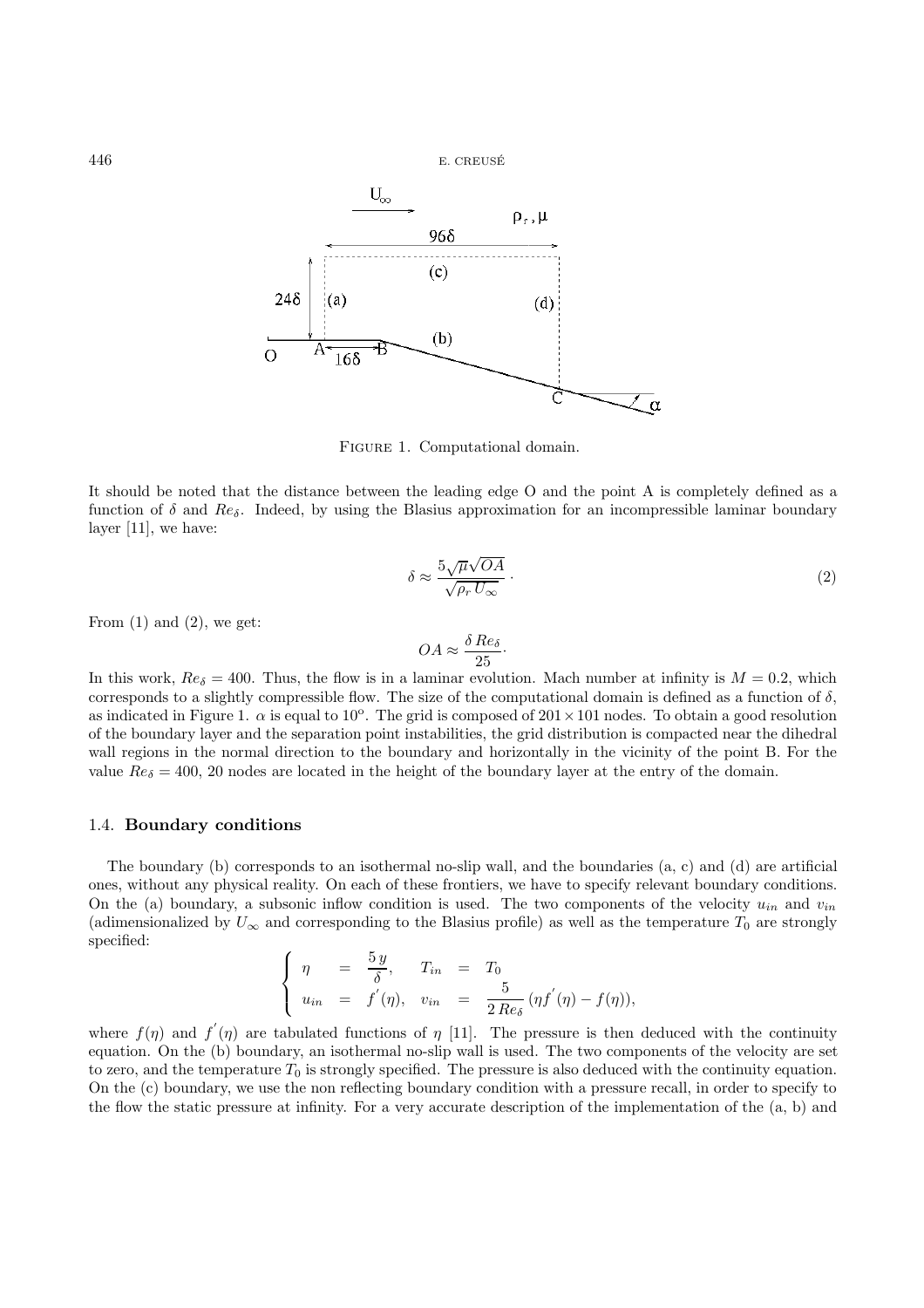FIGURE 1. Computational domain.

It should be noted that the distance between the leading edge O and the point A is completely defined as a function of $\delta$ and $Re_\delta$. Indeed, by using the Blasius approximation for an incompressible laminar boundary layer [11], we have:

$$\delta \approx \frac{5\sqrt{\mu}\sqrt{OA}}{\sqrt{\rho_r U_\infty}} \cdot \tag{2}$$

From (1) and (2), we get:

$$OA \approx \frac{\delta \, Re_\delta}{25} \cdot$$

In this work, $Re_\delta = 400$. Thus, the flow is in a laminar evolution. Mach number at infinity is $M = 0.2$, which corresponds to a slightly compressible flow. The size of the computational domain is defined as a function of $\delta$, as indicated in Figure 1. $\alpha$ is equal to $10^o$. The grid is composed of $201 \times 101$ nodes. To obtain a good resolution of the boundary layer and the separation point instabilities, the grid distribution is compacted near the dihedral wall regions in the normal direction to the boundary and horizontally in the vicinity of the point B. For the value $Re_\delta = 400$, 20 nodes are located in the height of the boundary layer at the entry of the domain.

### 1.4. **Boundary conditions**

The boundary (b) corresponds to an isothermal no-slip wall, and the boundaries (a, c) and (d) are artificial ones, without any physical reality. On each of these frontiers, we have to specify relevant boundary conditions. On the (a) boundary, a subsonic inflow condition is used. The two components of the velocity $u_{in}$ and $v_{in}$ (adimensionalized by $U_\infty$ and corresponding to the Blasius profile) as well as the temperature $T_0$ are strongly specified:

$$\begin{cases} \eta & = & \dfrac{5\,y}{\delta}, & T_{in} & = & T_0 \\ u_{in} & = & f^{'}(\eta), & v_{in} & = & \dfrac{5}{2\,Re_\delta}\,(\eta f^{'}(\eta) - f(\eta)), \end{cases}$$

where $f(\eta)$ and $f^{'}(\eta)$ are tabulated functions of $\eta$ [11]. The pressure is then deduced with the continuity equation. On the (b) boundary, an isothermal no-slip wall is used. The two components of the velocity are set to zero, and the temperature $T_0$ is strongly specified. The pressure is also deduced with the continuity equation. On the (c) boundary, we use the non reflecting boundary condition with a pressure recall, in order to specify to the flow the static pressure at infinity. For a very accurate description of the implementation of the (a, b) and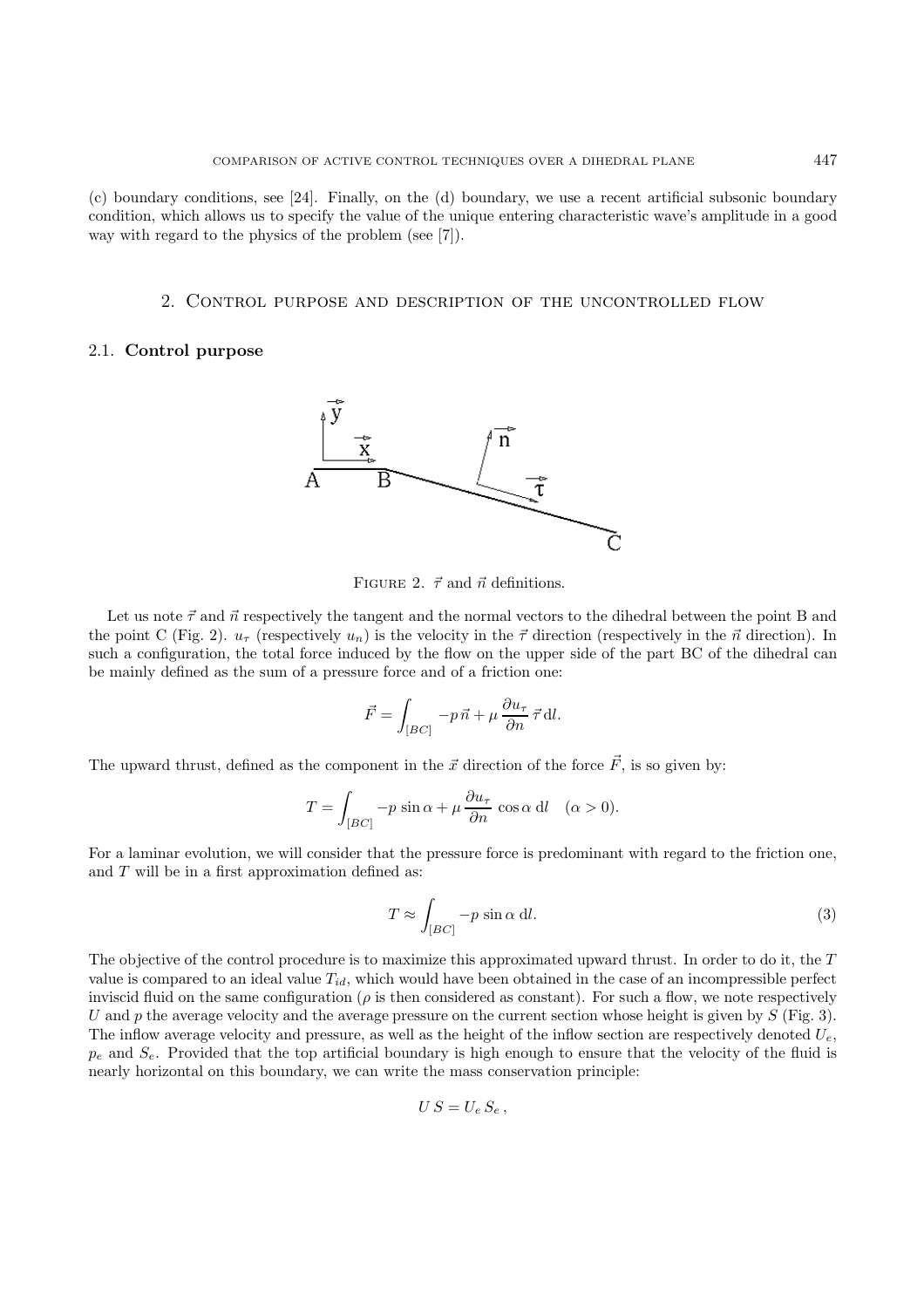(c) boundary conditions, see [24]. Finally, on the (d) boundary, we use a recent artificial subsonic boundary condition, which allows us to specify the value of the unique entering characteristic wave's amplitude in a good way with regard to the physics of the problem (see [7]).

## 2. Control purpose and description of the uncontrolled flow

### 2.1. Control purpose

Figure 2. $\vec{\tau}$ and $\vec{n}$ definitions.

Let us note $\vec{\tau}$ and $\vec{n}$ respectively the tangent and the normal vectors to the dihedral between the point B and the point C (Fig. 2). $u_\tau$ (respectively $u_n$) is the velocity in the $\vec{\tau}$ direction (respectively in the $\vec{n}$ direction). In such a configuration, the total force induced by the flow on the upper side of the part BC of the dihedral can be mainly defined as the sum of a pressure force and of a friction one:

$$\vec{F} = \int_{[BC]} -p\,\vec{n} + \mu\,\frac{\partial u_\tau}{\partial n}\,\vec{\tau}\,\mathrm{d}l.$$

The upward thrust, defined as the component in the $\vec{x}$ direction of the force $\vec{F}$, is so given by:

$$T = \int_{[BC]} -p\,\sin\alpha + \mu\,\frac{\partial u_\tau}{\partial n}\,\cos\alpha\;\mathrm{d}l \quad (\alpha > 0).$$

For a laminar evolution, we will consider that the pressure force is predominant with regard to the friction one, and $T$ will be in a first approximation defined as:

$$T \approx \int_{[BC]} -p\,\sin\alpha\;\mathrm{d}l. \tag{3}$$

The objective of the control procedure is to maximize this approximated upward thrust. In order to do it, the $T$ value is compared to an ideal value $T_{id}$, which would have been obtained in the case of an incompressible perfect inviscid fluid on the same configuration ($\rho$ is then considered as constant). For such a flow, we note respectively $U$ and $p$ the average velocity and the average pressure on the current section whose height is given by $S$ (Fig. 3). The inflow average velocity and pressure, as well as the height of the inflow section are respectively denoted $U_e$, $p_e$ and $S_e$. Provided that the top artificial boundary is high enough to ensure that the velocity of the fluid is nearly horizontal on this boundary, we can write the mass conservation principle:

$$U\,S = U_e\,S_e\,,$$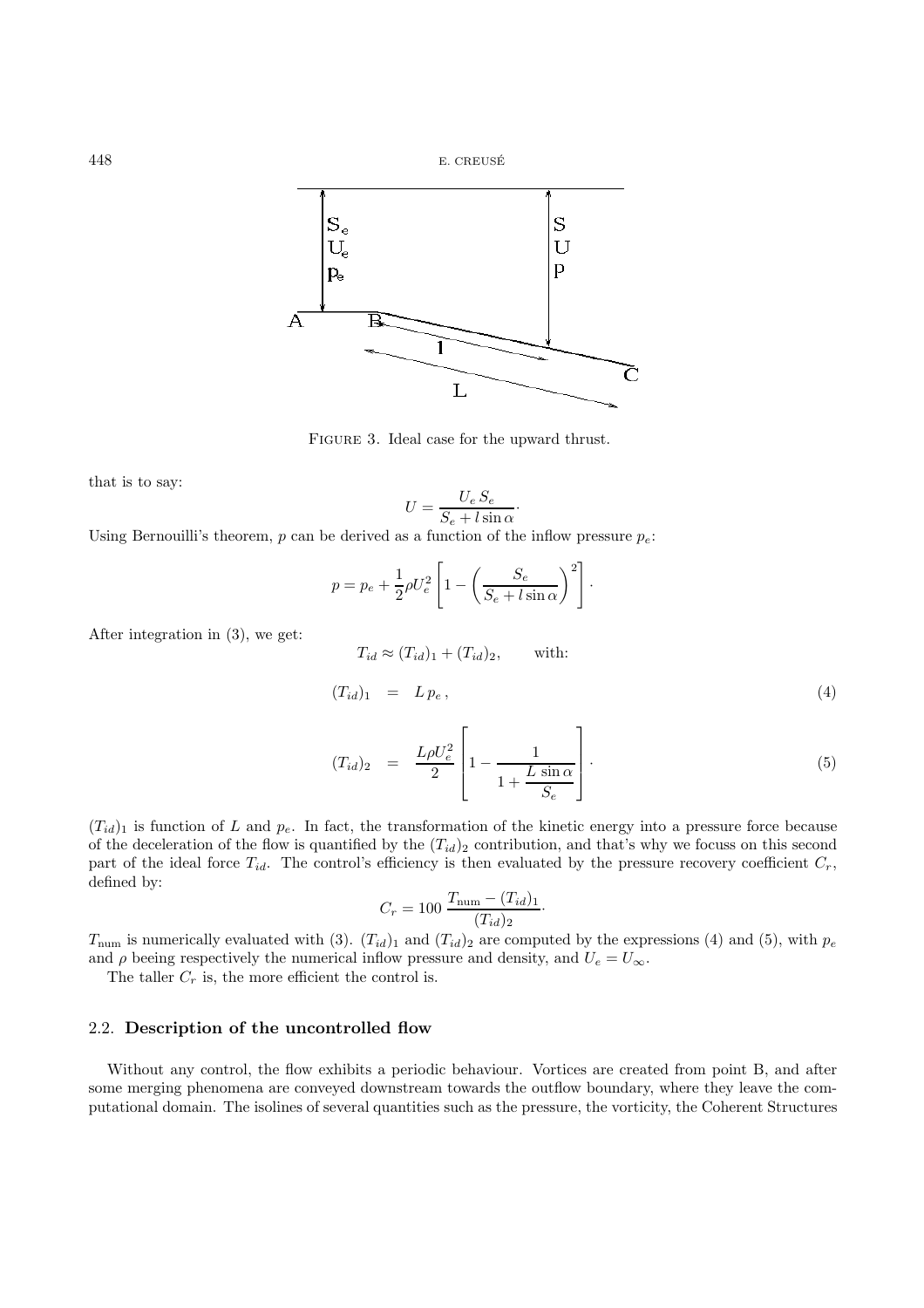FIGURE 3. Ideal case for the upward thrust.

that is to say:

$$U = \frac{U_e\, S_e}{S_e + l \sin\alpha}\cdot$$

Using Bernouilli's theorem, $p$ can be derived as a function of the inflow pressure $p_e$:

$$p = p_e + \frac{1}{2}\rho U_e^2 \left[1 - \left(\frac{S_e}{S_e + l\sin\alpha}\right)^2\right]\cdot$$

After integration in (3), we get:

$$T_{id} \approx (T_{id})_1 + (T_{id})_2, \qquad \text{with:}$$

$$(T_{id})_1 \;=\; L\, p_e\,, \tag{4}$$

$$(T_{id})_2 \;=\; \frac{L\rho U_e^2}{2}\left[1 - \frac{1}{1 + \dfrac{L\,\sin\alpha}{S_e}}\right]\cdot \tag{5}$$

$(T_{id})_1$ is function of $L$ and $p_e$. In fact, the transformation of the kinetic energy into a pressure force because of the deceleration of the flow is quantified by the $(T_{id})_2$ contribution, and that's why we focuss on this second part of the ideal force $T_{id}$. The control's efficiency is then evaluated by the pressure recovery coefficient $C_r$, defined by:

$$C_r = 100\,\frac{T_{\text{num}} - (T_{id})_1}{(T_{id})_2}\cdot$$

$T_{\text{num}}$ is numerically evaluated with (3). $(T_{id})_1$ and $(T_{id})_2$ are computed by the expressions (4) and (5), with $p_e$ and $\rho$ beeing respectively the numerical inflow pressure and density, and $U_e = U_\infty$.

The taller $C_r$ is, the more efficient the control is.

### 2.2. **Description of the uncontrolled flow**

Without any control, the flow exhibits a periodic behaviour. Vortices are created from point B, and after some merging phenomena are conveyed downstream towards the outflow boundary, where they leave the computational domain. The isolines of several quantities such as the pressure, the vorticity, the Coherent Structures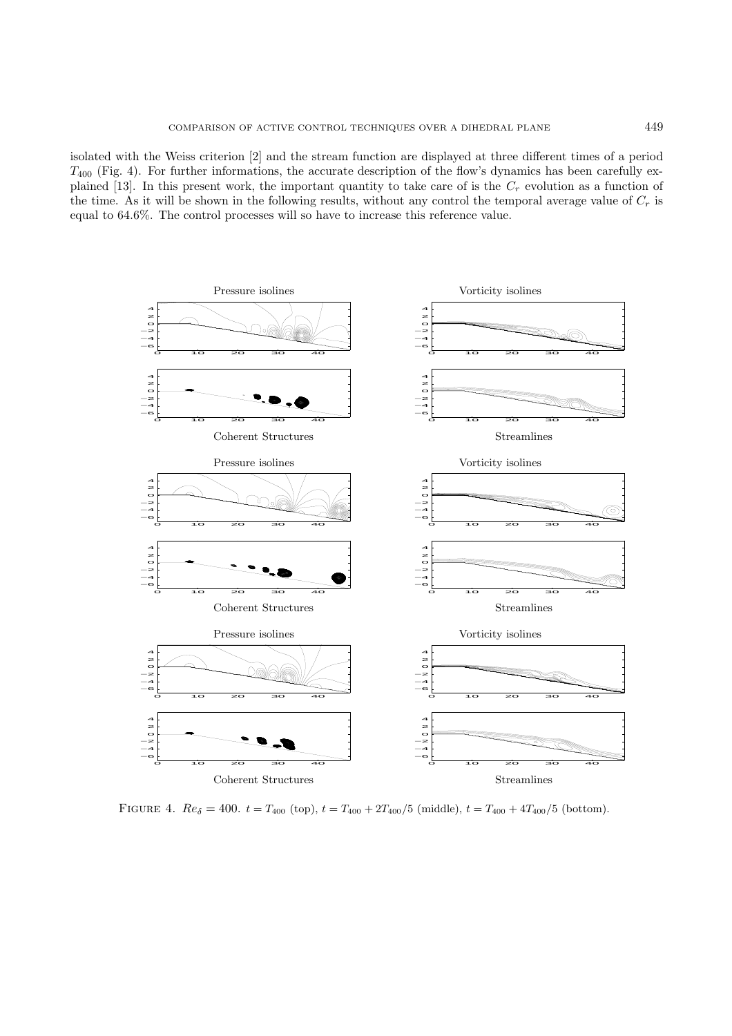isolated with the Weiss criterion [2] and the stream function are displayed at three different times of a period $T_{400}$ (Fig. 4). For further informations, the accurate description of the flow's dynamics has been carefully explained [13]. In this present work, the important quantity to take care of is the $C_r$ evolution as a function of the time. As it will be shown in the following results, without any control the temporal average value of $C_r$ is equal to 64.6%. The control processes will so have to increase this reference value.

Figure 4. $Re_\delta = 400$. $t = T_{400}$ (top), $t = T_{400} + 2T_{400}/5$ (middle), $t = T_{400} + 4T_{400}/5$ (bottom).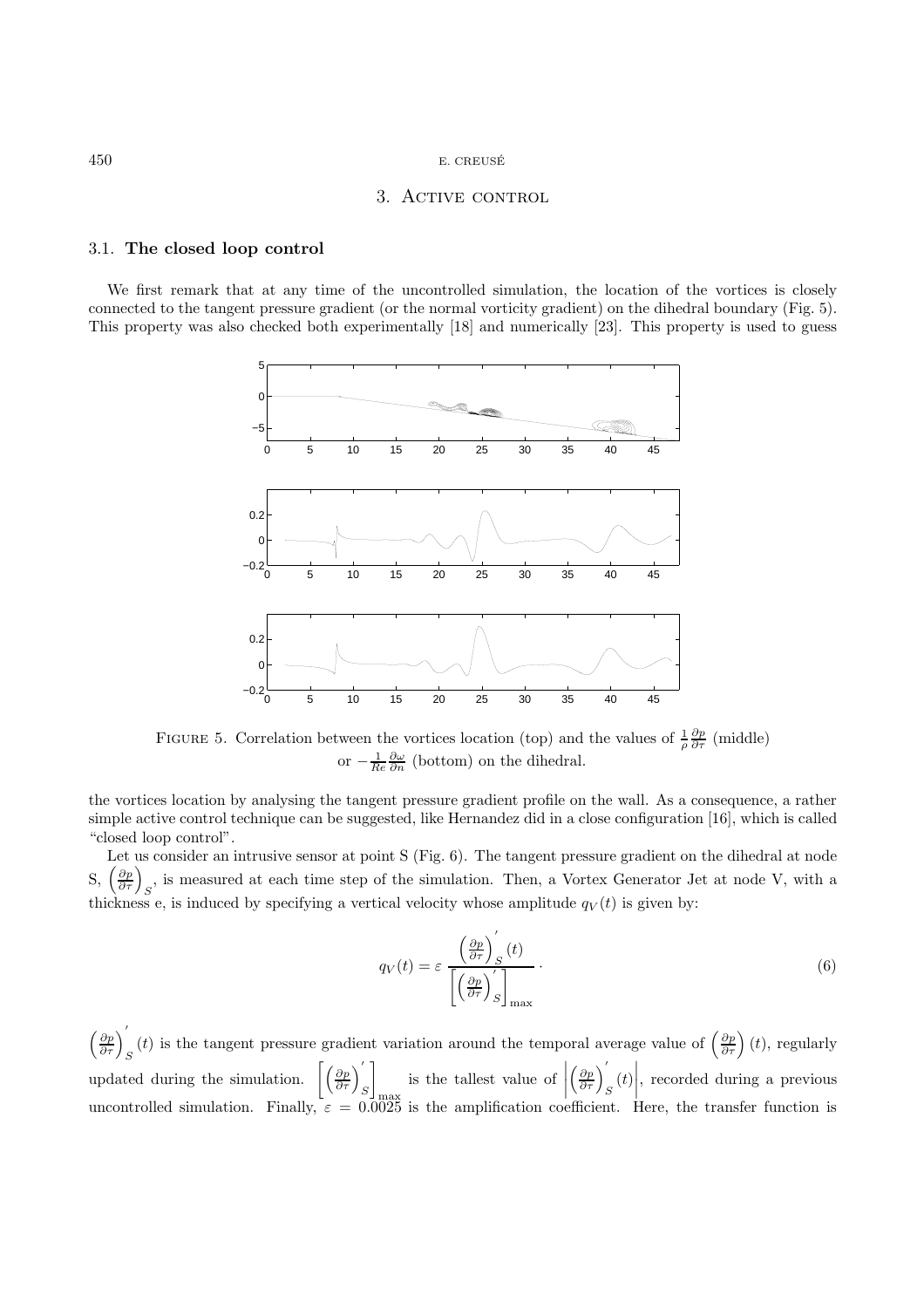## 3. Active control

### 3.1. **The closed loop control**

We first remark that at any time of the uncontrolled simulation, the location of the vortices is closely connected to the tangent pressure gradient (or the normal vorticity gradient) on the dihedral boundary (Fig. 5). This property was also checked both experimentally [18] and numerically [23]. This property is used to guess

FIGURE 5. Correlation between the vortices location (top) and the values of $\frac{1}{\rho}\frac{\partial p}{\partial \tau}$ (middle) or $-\frac{1}{Re}\frac{\partial \omega}{\partial n}$ (bottom) on the dihedral.

the vortices location by analysing the tangent pressure gradient profile on the wall. As a consequence, a rather simple active control technique can be suggested, like Hernandez did in a close configuration [16], which is called "closed loop control".

Let us consider an intrusive sensor at point S (Fig. 6). The tangent pressure gradient on the dihedral at node S, $\left(\frac{\partial p}{\partial \tau}\right)_S$, is measured at each time step of the simulation. Then, a Vortex Generator Jet at node V, with a thickness e, is induced by specifying a vertical velocity whose amplitude $q_V(t)$ is given by:

$$q_V(t) = \varepsilon \, \frac{\left(\frac{\partial p}{\partial \tau}\right)_S^{'}(t)}{\left[\left(\frac{\partial p}{\partial \tau}\right)_S^{'}\right]_{\max}} \cdot \tag{6}$$

$\left(\frac{\partial p}{\partial \tau}\right)_S^{'}(t)$ is the tangent pressure gradient variation around the temporal average value of $\left(\frac{\partial p}{\partial \tau}\right)(t)$, regularly updated during the simulation. $\left[\left(\frac{\partial p}{\partial \tau}\right)_S^{'}\right]_{\max}$ is the tallest value of $\left|\left(\frac{\partial p}{\partial \tau}\right)_S^{'}(t)\right|$, recorded during a previous uncontrolled simulation. Finally, $\varepsilon = 0.0025$ is the amplification coefficient. Here, the transfer function is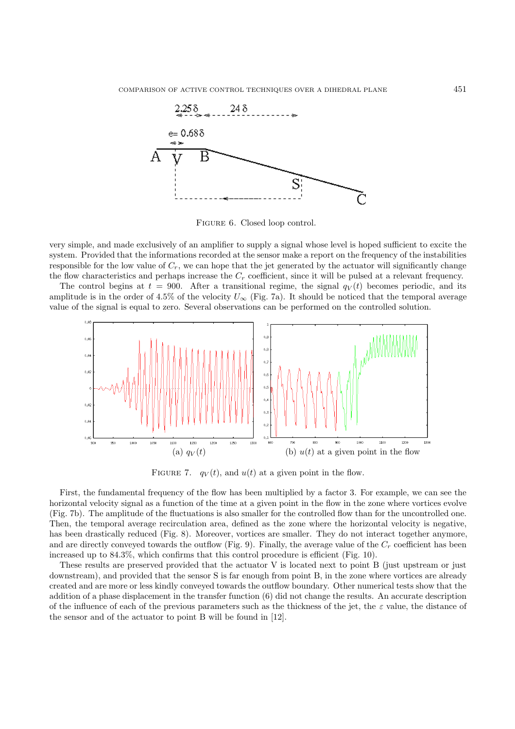FIGURE 6. Closed loop control.

very simple, and made exclusively of an amplifier to supply a signal whose level is hoped sufficient to excite the system. Provided that the informations recorded at the sensor make a report on the frequency of the instabilities responsible for the low value of $C_r$, we can hope that the jet generated by the actuator will significantly change the flow characteristics and perhaps increase the $C_r$ coefficient, since it will be pulsed at a relevant frequency.

The control begins at $t = 900$. After a transitional regime, the signal $q_V(t)$ becomes periodic, and its amplitude is in the order of 4.5% of the velocity $U_\infty$ (Fig. 7a). It should be noticed that the temporal average value of the signal is equal to zero. Several observations can be performed on the controlled solution.

(a) $q_V(t)$ (b) $u(t)$ at a given point in the flow

FIGURE 7. $q_V(t)$, and $u(t)$ at a given point in the flow.

First, the fundamental frequency of the flow has been multiplied by a factor 3. For example, we can see the horizontal velocity signal as a function of the time at a given point in the flow in the zone where vortices evolve (Fig. 7b). The amplitude of the fluctuations is also smaller for the controlled flow than for the uncontrolled one. Then, the temporal average recirculation area, defined as the zone where the horizontal velocity is negative, has been drastically reduced (Fig. 8). Moreover, vortices are smaller. They do not interact together anymore, and are directly conveyed towards the outflow (Fig. 9). Finally, the average value of the $C_r$ coefficient has been increased up to 84.3%, which confirms that this control procedure is efficient (Fig. 10).

These results are preserved provided that the actuator V is located next to point B (just upstream or just downstream), and provided that the sensor S is far enough from point B, in the zone where vortices are already created and are more or less kindly conveyed towards the outflow boundary. Other numerical tests show that the addition of a phase displacement in the transfer function (6) did not change the results. An accurate description of the influence of each of the previous parameters such as the thickness of the jet, the $\varepsilon$ value, the distance of the sensor and of the actuator to point B will be found in [12].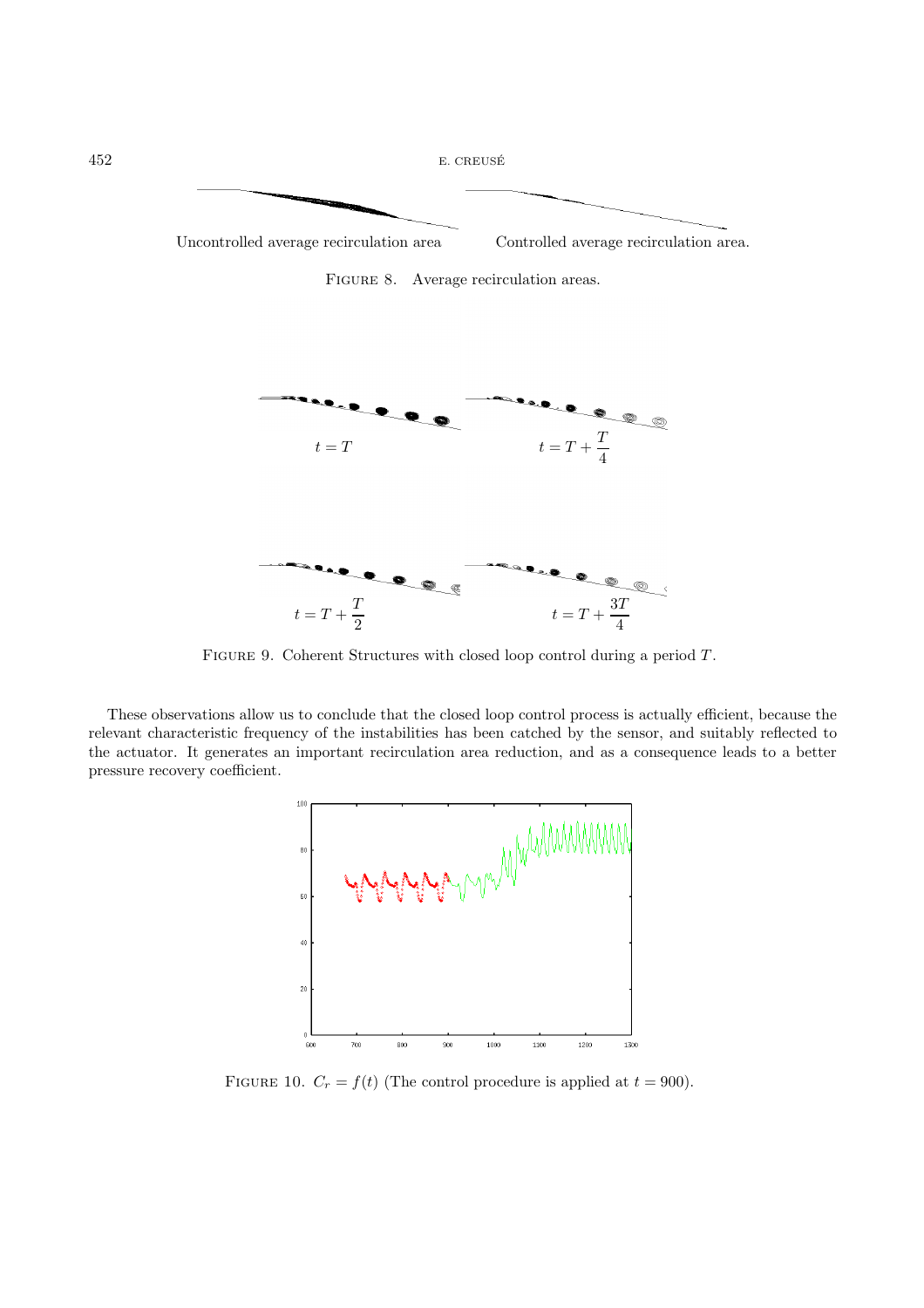Uncontrolled average recirculation area　　　Controlled average recirculation area.

Figure 8. Average recirculation areas.

$t = T$　　　$t = T + \dfrac{T}{4}$

$t = T + \dfrac{T}{2}$　　　$t = T + \dfrac{3T}{4}$

Figure 9. Coherent Structures with closed loop control during a period $T$.

These observations allow us to conclude that the closed loop control process is actually efficient, because the relevant characteristic frequency of the instabilities has been catched by the sensor, and suitably reflected to the actuator. It generates an important recirculation area reduction, and as a consequence leads to a better pressure recovery coefficient.

Figure 10. $C_r = f(t)$ (The control procedure is applied at $t = 900$).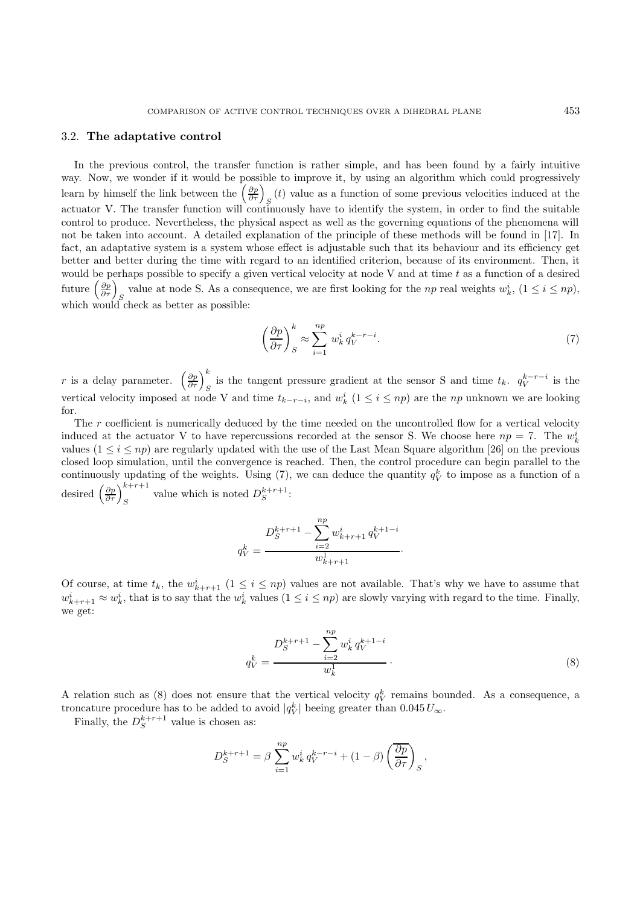### 3.2. **The adaptative control**

In the previous control, the transfer function is rather simple, and has been found by a fairly intuitive way. Now, we wonder if it would be possible to improve it, by using an algorithm which could progressively learn by himself the link between the $\left(\frac{\partial p}{\partial \tau}\right)_S(t)$ value as a function of some previous velocities induced at the actuator V. The transfer function will continuously have to identify the system, in order to find the suitable control to produce. Nevertheless, the physical aspect as well as the governing equations of the phenomena will not be taken into account. A detailed explanation of the principle of these methods will be found in [17]. In fact, an adaptative system is a system whose effect is adjustable such that its behaviour and its efficiency get better and better during the time with regard to an identified criterion, because of its environment. Then, it would be perhaps possible to specify a given vertical velocity at node V and at time $t$ as a function of a desired future $\left(\frac{\partial p}{\partial \tau}\right)_S$ value at node S. As a consequence, we are first looking for the $np$ real weights $w_k^i$, $(1 \leq i \leq np)$, which would check as better as possible:

$$\left(\frac{\partial p}{\partial \tau}\right)_S^k \approx \sum_{i=1}^{np} w_k^i \, q_V^{k-r-i}. \tag{7}$$

$r$ is a delay parameter. $\left(\frac{\partial p}{\partial \tau}\right)_S^k$ is the tangent pressure gradient at the sensor S and time $t_k$. $q_V^{k-r-i}$ is the vertical velocity imposed at node V and time $t_{k-r-i}$, and $w_k^i$ $(1 \leq i \leq np)$ are the $np$ unknown we are looking for.

The $r$ coefficient is numerically deduced by the time needed on the uncontrolled flow for a vertical velocity induced at the actuator V to have repercussions recorded at the sensor S. We choose here $np = 7$. The $w_k^i$ values $(1 \leq i \leq np)$ are regularly updated with the use of the Last Mean Square algorithm [26] on the previous closed loop simulation, until the convergence is reached. Then, the control procedure can begin parallel to the continuously updating of the weights. Using (7), we can deduce the quantity $q_V^k$ to impose as a function of a desired $\left(\frac{\partial p}{\partial \tau}\right)_S^{k+r+1}$ value which is noted $D_S^{k+r+1}$:

$$q_V^k = \frac{D_S^{k+r+1} - \displaystyle\sum_{i=2}^{np} w_{k+r+1}^i \, q_V^{k+1-i}}{w_{k+r+1}^1}.$$

Of course, at time $t_k$, the $w_{k+r+1}^i$ $(1 \leq i \leq np)$ values are not available. That's why we have to assume that $w_{k+r+1}^i \approx w_k^i$, that is to say that the $w_k^i$ values $(1 \leq i \leq np)$ are slowly varying with regard to the time. Finally, we get:

$$q_V^k = \frac{D_S^{k+r+1} - \displaystyle\sum_{i=2}^{np} w_k^i \, q_V^{k+1-i}}{w_k^1}. \tag{8}$$

A relation such as (8) does not ensure that the vertical velocity $q_V^k$ remains bounded. As a consequence, a troncature procedure has to be added to avoid $|q_V^k|$ beeing greater than $0.045\, U_\infty$.

Finally, the $D_S^{k+r+1}$ value is chosen as:

$$D_S^{k+r+1} = \beta \sum_{i=1}^{np} w_k^i \, q_V^{k-r-i} + (1-\beta)\left(\overline{\frac{\partial p}{\partial \tau}}\right)_S,$$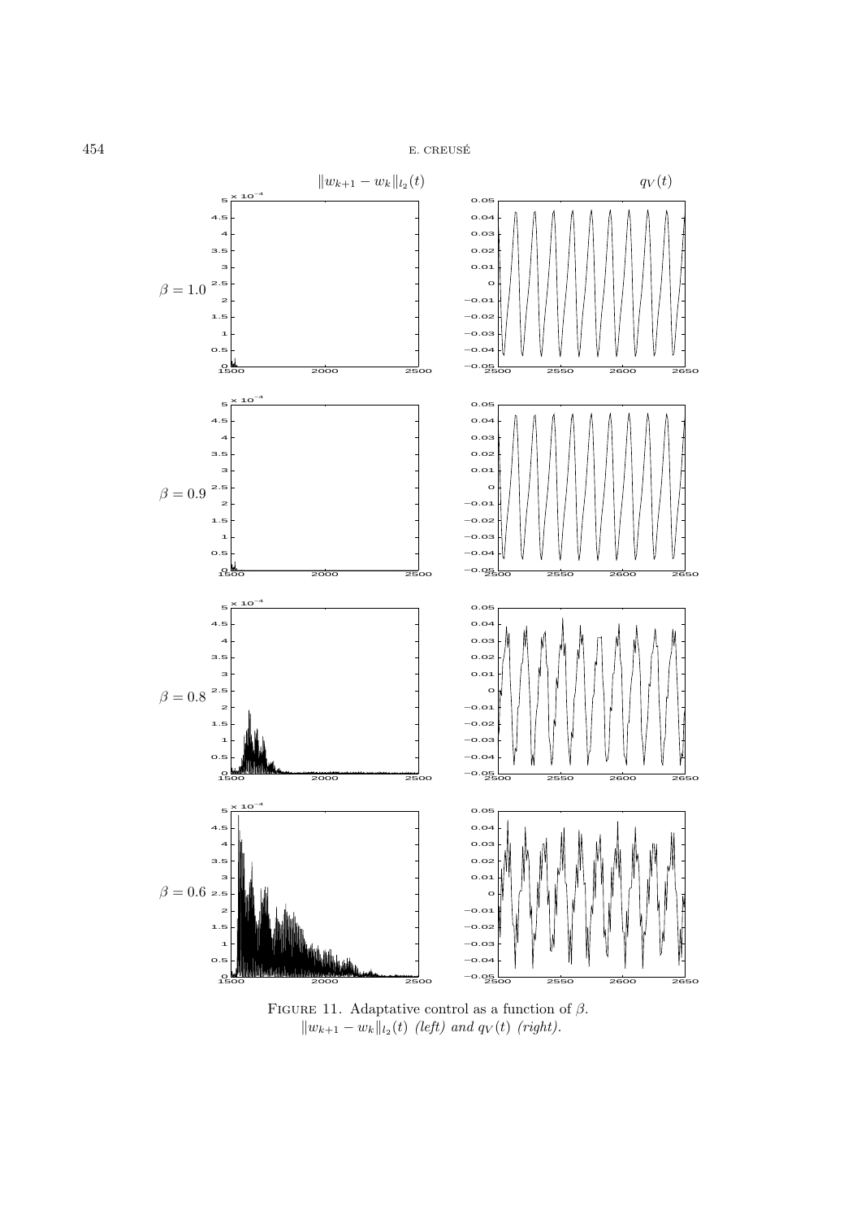FIGURE 11. Adaptative control as a function of $\beta$. $\|w_{k+1} - w_k\|_{l_2}(t)$ *(left) and* $q_V(t)$ *(right).*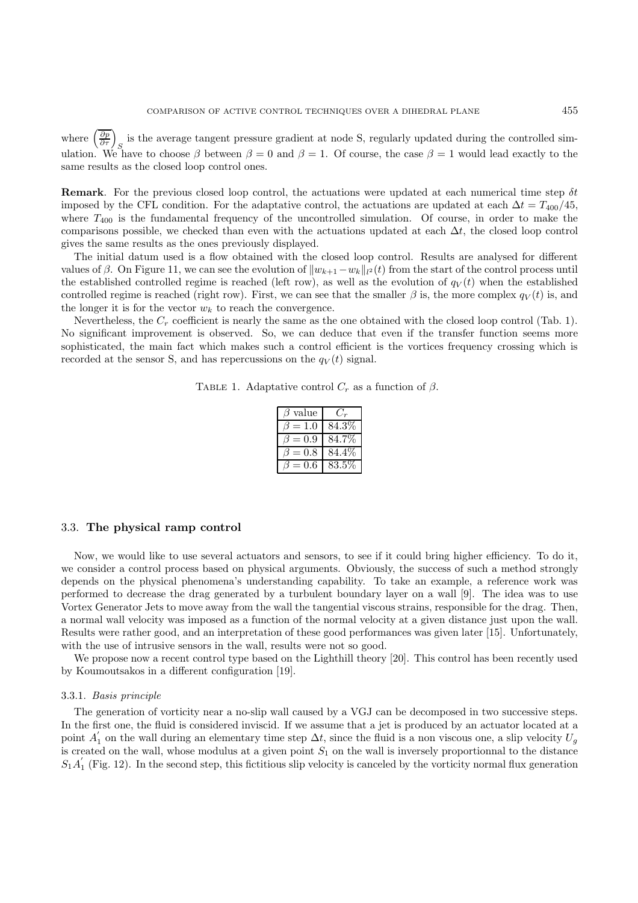where $\left(\frac{\partial p}{\partial \tau}\right)_S$ is the average tangent pressure gradient at node S, regularly updated during the controlled simulation. We have to choose $\beta$ between $\beta = 0$ and $\beta = 1$. Of course, the case $\beta = 1$ would lead exactly to the same results as the closed loop control ones.

**Remark**. For the previous closed loop control, the actuations were updated at each numerical time step $\delta t$ imposed by the CFL condition. For the adaptative control, the actuations are updated at each $\Delta t = T_{400}/45$, where $T_{400}$ is the fundamental frequency of the uncontrolled simulation. Of course, in order to make the comparisons possible, we checked than even with the actuations updated at each $\Delta t$, the closed loop control gives the same results as the ones previously displayed.

The initial datum used is a flow obtained with the closed loop control. Results are analysed for different values of $\beta$. On Figure 11, we can see the evolution of $\|w_{k+1} - w_k\|_{l^2}(t)$ from the start of the control process until the established controlled regime is reached (left row), as well as the evolution of $q_V(t)$ when the established controlled regime is reached (right row). First, we can see that the smaller $\beta$ is, the more complex $q_V(t)$ is, and the longer it is for the vector $w_k$ to reach the convergence.

Nevertheless, the $C_r$ coefficient is nearly the same as the one obtained with the closed loop control (Tab. 1). No significant improvement is observed. So, we can deduce that even if the transfer function seems more sophisticated, the main fact which makes such a control efficient is the vortices frequency crossing which is recorded at the sensor S, and has repercussions on the $q_V(t)$ signal.

Table 1. Adaptative control $C_r$ as a function of $\beta$.

| $\beta$ value | $C_r$ |
|---|---|
| $\beta = 1.0$ | 84.3% |
| $\beta = 0.9$ | 84.7% |
| $\beta = 0.8$ | 84.4% |
| $\beta = 0.6$ | 83.5% |

### 3.3. **The physical ramp control**

Now, we would like to use several actuators and sensors, to see if it could bring higher efficiency. To do it, we consider a control process based on physical arguments. Obviously, the success of such a method strongly depends on the physical phenomena's understanding capability. To take an example, a reference work was performed to decrease the drag generated by a turbulent boundary layer on a wall [9]. The idea was to use Vortex Generator Jets to move away from the wall the tangential viscous strains, responsible for the drag. Then, a normal wall velocity was imposed as a function of the normal velocity at a given distance just upon the wall. Results were rather good, and an interpretation of these good performances was given later [15]. Unfortunately, with the use of intrusive sensors in the wall, results were not so good.

We propose now a recent control type based on the Lighthill theory [20]. This control has been recently used by Koumoutsakos in a different configuration [19].

#### 3.3.1. *Basis principle*

The generation of vorticity near a no-slip wall caused by a VGJ can be decomposed in two successive steps. In the first one, the fluid is considered inviscid. If we assume that a jet is produced by an actuator located at a point $A_1^{'}$ on the wall during an elementary time step $\Delta t$, since the fluid is a non viscous one, a slip velocity $U_g$ is created on the wall, whose modulus at a given point $S_1$ on the wall is inversely proportionnal to the distance $S_1A_1^{'}$ (Fig. 12). In the second step, this fictitious slip velocity is canceled by the vorticity normal flux generation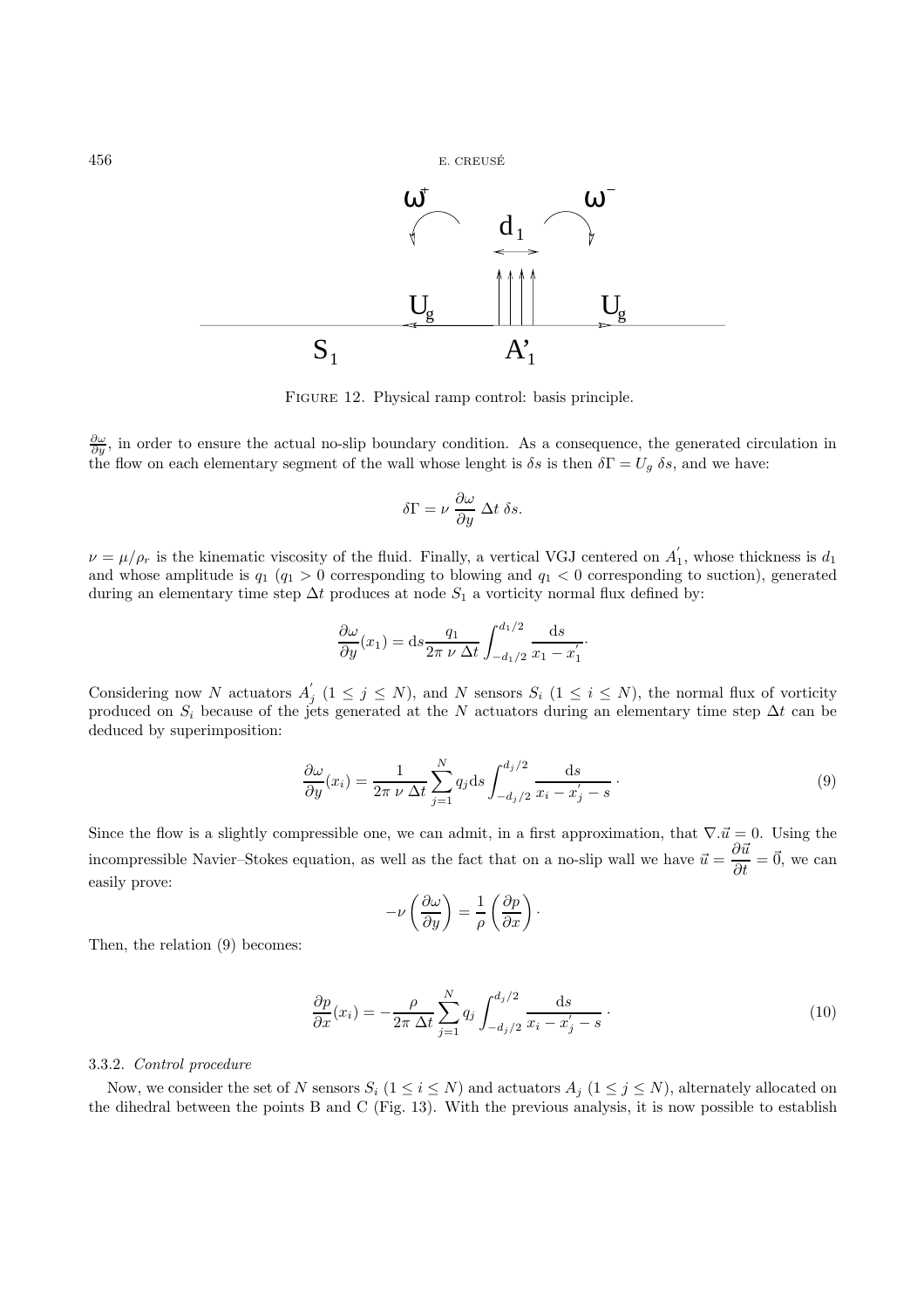FIGURE 12. Physical ramp control: basis principle.

$\frac{\partial \omega}{\partial y}$, in order to ensure the actual no-slip boundary condition. As a consequence, the generated circulation in the flow on each elementary segment of the wall whose lenght is $\delta s$ is then $\delta\Gamma = U_g\ \delta s$, and we have:

$$\delta\Gamma = \nu\ \frac{\partial \omega}{\partial y}\ \Delta t\ \delta s.$$

$\nu = \mu/\rho_r$ is the kinematic viscosity of the fluid. Finally, a vertical VGJ centered on $A_1^{'}$, whose thickness is $d_1$ and whose amplitude is $q_1$ ($q_1 > 0$ corresponding to blowing and $q_1 < 0$ corresponding to suction), generated during an elementary time step $\Delta t$ produces at node $S_1$ a vorticity normal flux defined by:

$$\frac{\partial \omega}{\partial y}(x_1) = \mathrm{d}s \frac{q_1}{2\pi\ \nu\ \Delta t} \int_{-d_1/2}^{d_1/2} \frac{\mathrm{d}s}{x_1 - x_1^{'}} \cdot$$

Considering now $N$ actuators $A_j^{'}$ ($1 \leq j \leq N$), and $N$ sensors $S_i$ ($1 \leq i \leq N$), the normal flux of vorticity produced on $S_i$ because of the jets generated at the $N$ actuators during an elementary time step $\Delta t$ can be deduced by superimposition:

$$\frac{\partial \omega}{\partial y}(x_i) = \frac{1}{2\pi\ \nu\ \Delta t} \sum_{j=1}^{N} q_j \mathrm{d}s \int_{-d_j/2}^{d_j/2} \frac{\mathrm{d}s}{x_i - x_j^{'} - s} \cdot \tag{9}$$

Since the flow is a slightly compressible one, we can admit, in a first approximation, that $\nabla . \vec{u} = 0$. Using the incompressible Navier–Stokes equation, as well as the fact that on a no-slip wall we have $\vec{u} = \frac{\partial \vec{u}}{\partial t} = \vec{0}$, we can easily prove:

$$-\nu \left( \frac{\partial \omega}{\partial y} \right) = \frac{1}{\rho} \left( \frac{\partial p}{\partial x} \right) \cdot$$

Then, the relation (9) becomes:

$$\frac{\partial p}{\partial x}(x_i) = -\frac{\rho}{2\pi\ \Delta t} \sum_{j=1}^{N} q_j \int_{-d_j/2}^{d_j/2} \frac{\mathrm{d}s}{x_i - x_j^{'} - s} \cdot \tag{10}$$

#### 3.3.2. *Control procedure*

Now, we consider the set of $N$ sensors $S_i$ ($1 \leq i \leq N$) and actuators $A_j$ ($1 \leq j \leq N$), alternately allocated on the dihedral between the points B and C (Fig. 13). With the previous analysis, it is now possible to establish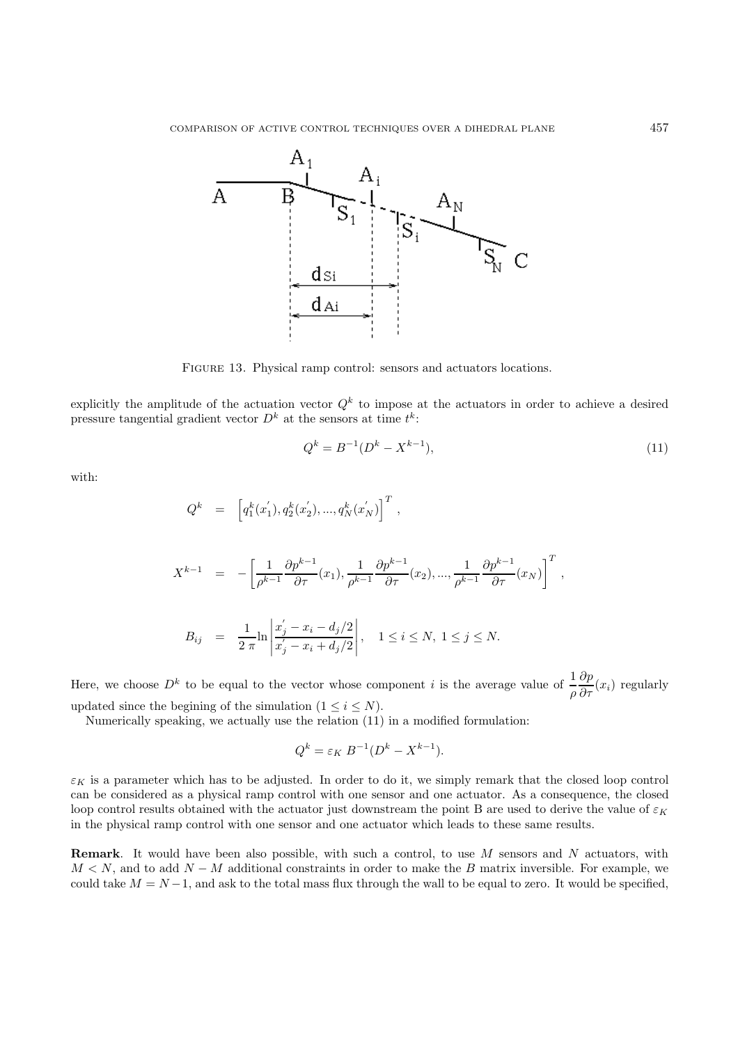Figure 13. Physical ramp control: sensors and actuators locations.

explicitly the amplitude of the actuation vector $Q^k$ to impose at the actuators in order to achieve a desired pressure tangential gradient vector $D^k$ at the sensors at time $t^k$:

$$Q^k = B^{-1}(D^k - X^{k-1}), \tag{11}$$

with:

$$Q^k = \left[q_1^k(x_1^{'}), q_2^k(x_2^{'}), ..., q_N^k(x_N^{'})\right]^T,$$

$$X^{k-1} = -\left[\frac{1}{\rho^{k-1}}\frac{\partial p^{k-1}}{\partial \tau}(x_1), \frac{1}{\rho^{k-1}}\frac{\partial p^{k-1}}{\partial \tau}(x_2), ..., \frac{1}{\rho^{k-1}}\frac{\partial p^{k-1}}{\partial \tau}(x_N)\right]^T,$$

$$B_{ij} = \frac{1}{2\,\pi}\ln\left|\frac{x_j^{'} - x_i - d_j/2}{x_j^{'} - x_i + d_j/2}\right|, \quad 1 \leq i \leq N,\ 1 \leq j \leq N.$$

Here, we choose $D^k$ to be equal to the vector whose component $i$ is the average value of $\dfrac{1}{\rho}\dfrac{\partial p}{\partial \tau}(x_i)$ regularly updated since the begining of the simulation ($1 \leq i \leq N$).

Numerically speaking, we actually use the relation (11) in a modified formulation:

$$Q^k = \varepsilon_K\ B^{-1}(D^k - X^{k-1}).$$

$\varepsilon_K$ is a parameter which has to be adjusted. In order to do it, we simply remark that the closed loop control can be considered as a physical ramp control with one sensor and one actuator. As a consequence, the closed loop control results obtained with the actuator just downstream the point B are used to derive the value of $\varepsilon_K$ in the physical ramp control with one sensor and one actuator which leads to these same results.

**Remark**. It would have been also possible, with such a control, to use $M$ sensors and $N$ actuators, with $M < N$, and to add $N - M$ additional constraints in order to make the $B$ matrix inversible. For example, we could take $M = N - 1$, and ask to the total mass flux through the wall to be equal to zero. It would be specified,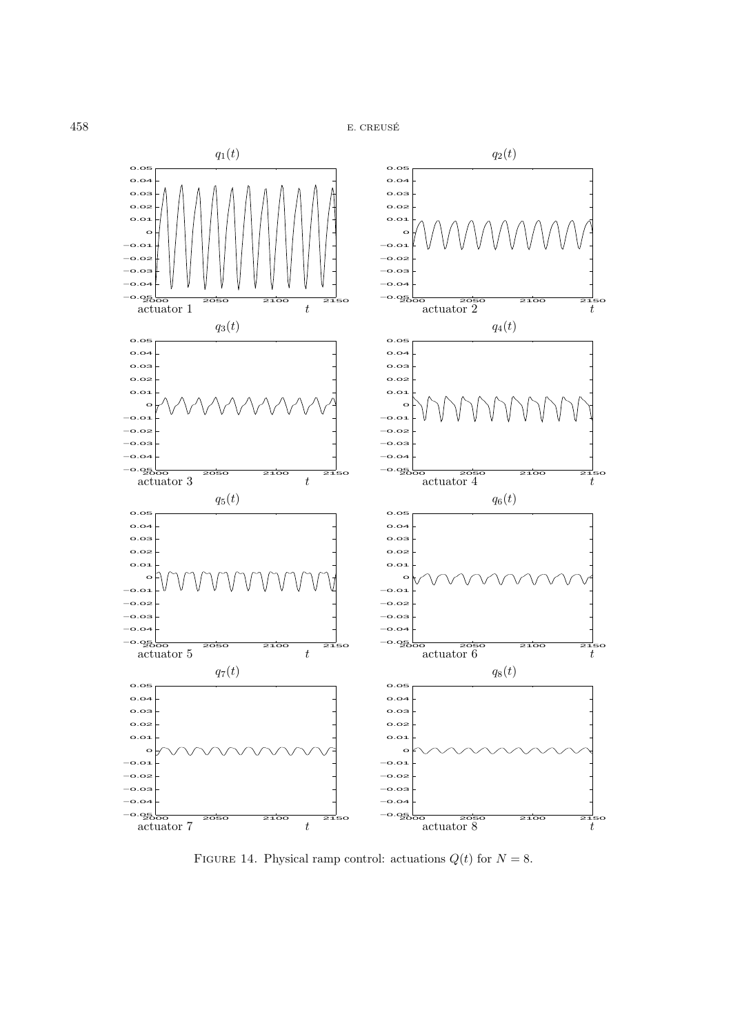FIGURE 14. Physical ramp control: actuations $Q(t)$ for $N = 8$.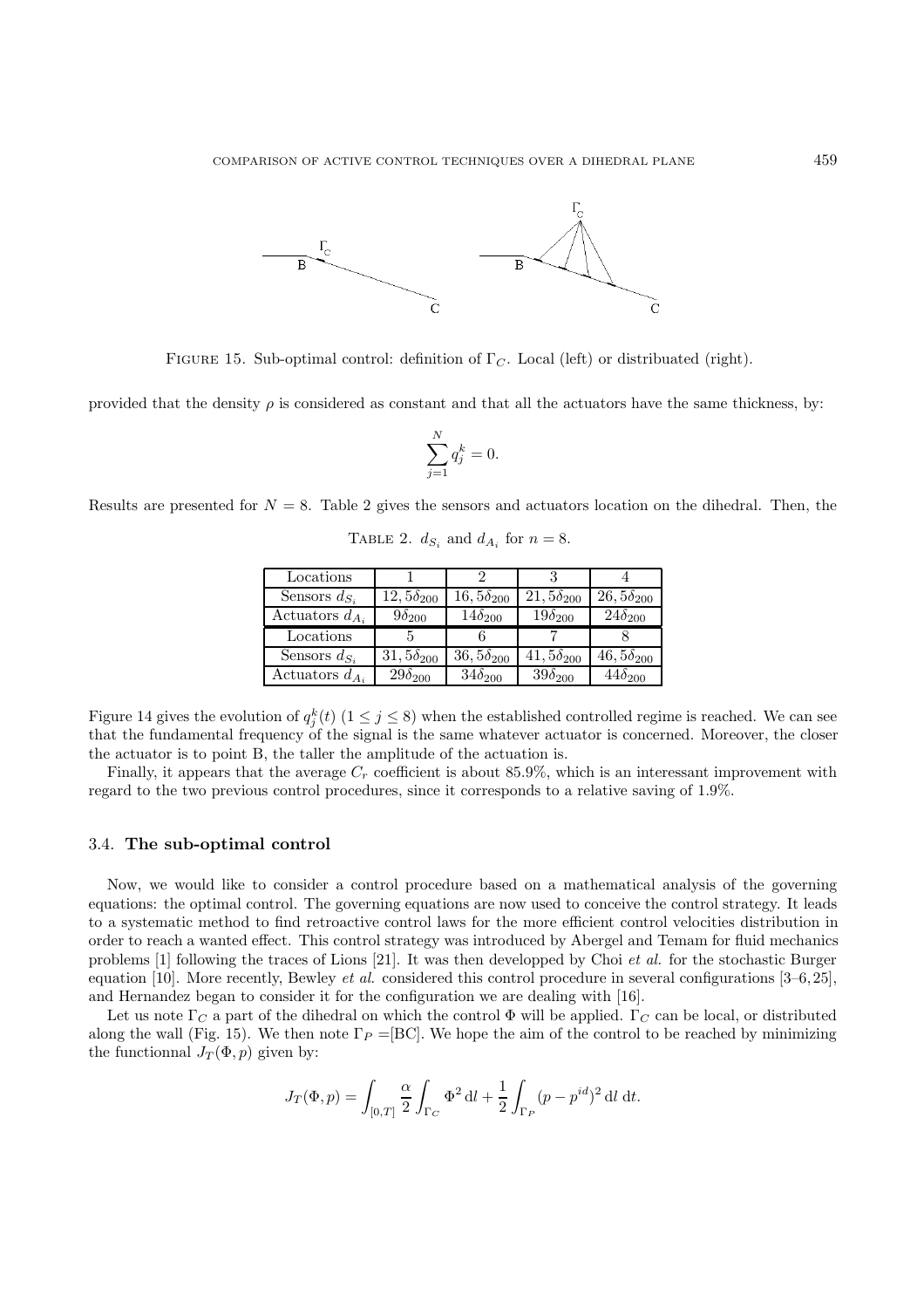FIGURE 15. Sub-optimal control: definition of $\Gamma_C$. Local (left) or distribuated (right).

provided that the density $\rho$ is considered as constant and that all the actuators have the same thickness, by:

$$\sum_{j=1}^{N} q_j^k = 0.$$

Results are presented for $N = 8$. Table 2 gives the sensors and actuators location on the dihedral. Then, the

TABLE 2. $d_{S_i}$ and $d_{A_i}$ for $n = 8$.

| Locations | 1 | 2 | 3 | 4 |
|---|---|---|---|---|
| Sensors $d_{S_i}$ | $12,5\delta_{200}$ | $16,5\delta_{200}$ | $21,5\delta_{200}$ | $26,5\delta_{200}$ |
| Actuators $d_{A_i}$ | $9\delta_{200}$ | $14\delta_{200}$ | $19\delta_{200}$ | $24\delta_{200}$ |
| Locations | 5 | 6 | 7 | 8 |
| Sensors $d_{S_i}$ | $31,5\delta_{200}$ | $36,5\delta_{200}$ | $41,5\delta_{200}$ | $46,5\delta_{200}$ |
| Actuators $d_{A_i}$ | $29\delta_{200}$ | $34\delta_{200}$ | $39\delta_{200}$ | $44\delta_{200}$ |

Figure 14 gives the evolution of $q_j^k(t)$ $(1 \leq j \leq 8)$ when the established controlled regime is reached. We can see that the fundamental frequency of the signal is the same whatever actuator is concerned. Moreover, the closer the actuator is to point B, the taller the amplitude of the actuation is.

Finally, it appears that the average $C_r$ coefficient is about 85.9%, which is an interessant improvement with regard to the two previous control procedures, since it corresponds to a relative saving of 1.9%.

### 3.4. **The sub-optimal control**

Now, we would like to consider a control procedure based on a mathematical analysis of the governing equations: the optimal control. The governing equations are now used to conceive the control strategy. It leads to a systematic method to find retroactive control laws for the more efficient control velocities distribution in order to reach a wanted effect. This control strategy was introduced by Abergel and Temam for fluid mechanics problems [1] following the traces of Lions [21]. It was then developped by Choi *et al.* for the stochastic Burger equation [10]. More recently, Bewley *et al.* considered this control procedure in several configurations [3–6, 25], and Hernandez began to consider it for the configuration we are dealing with [16].

Let us note $\Gamma_C$ a part of the dihedral on which the control $\Phi$ will be applied. $\Gamma_C$ can be local, or distributed along the wall (Fig. 15). We then note $\Gamma_P =$[BC]. We hope the aim of the control to be reached by minimizing the functionnal $J_T(\Phi, p)$ given by:

$$J_T(\Phi, p) = \int_{[0,T]} \frac{\alpha}{2} \int_{\Gamma_C} \Phi^2 \, \mathrm{d}l + \frac{1}{2} \int_{\Gamma_P} (p - p^{id})^2 \, \mathrm{d}l \, \mathrm{d}t.$$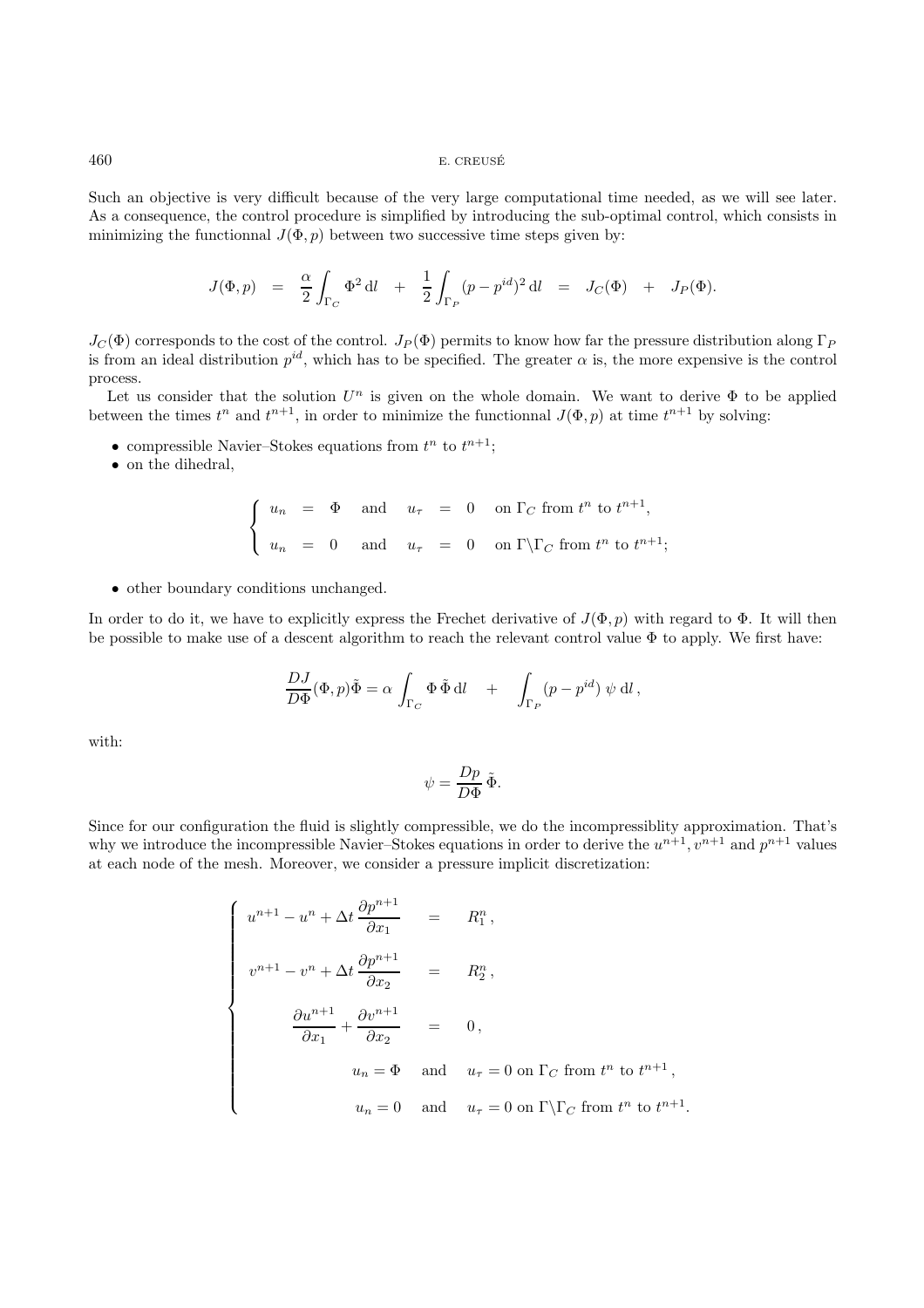Such an objective is very difficult because of the very large computational time needed, as we will see later. As a consequence, the control procedure is simplified by introducing the sub-optimal control, which consists in minimizing the functionnal $J(\Phi, p)$ between two successive time steps given by:

$$J(\Phi,p) \quad = \quad \frac{\alpha}{2}\int_{\Gamma_C} \Phi^2 \, \mathrm{d}l \quad + \quad \frac{1}{2}\int_{\Gamma_P} (p - p^{id})^2 \, \mathrm{d}l \quad = \quad J_C(\Phi) \quad + \quad J_P(\Phi).$$

$J_C(\Phi)$ corresponds to the cost of the control. $J_P(\Phi)$ permits to know how far the pressure distribution along $\Gamma_P$ is from an ideal distribution $p^{id}$, which has to be specified. The greater $\alpha$ is, the more expensive is the control process.

Let us consider that the solution $U^n$ is given on the whole domain. We want to derive $\Phi$ to be applied between the times $t^n$ and $t^{n+1}$, in order to minimize the functionnal $J(\Phi, p)$ at time $t^{n+1}$ by solving:

- compressible Navier–Stokes equations from $t^n$ to $t^{n+1}$;
- on the dihedral,

$$\left\{ \begin{array}{lllllll} u_n & = & \Phi & \text{and} & u_\tau & = & 0 \quad \text{on } \Gamma_C \text{ from } t^n \text{ to } t^{n+1}, \\ u_n & = & 0 & \text{and} & u_\tau & = & 0 \quad \text{on } \Gamma \backslash \Gamma_C \text{ from } t^n \text{ to } t^{n+1}; \end{array} \right.$$

- other boundary conditions unchanged.

In order to do it, we have to explicitly express the Frechet derivative of $J(\Phi, p)$ with regard to $\Phi$. It will then be possible to make use of a descent algorithm to reach the relevant control value $\Phi$ to apply. We first have:

$$\frac{DJ}{D\Phi}(\Phi,p)\tilde{\Phi} = \alpha \int_{\Gamma_C} \Phi \, \tilde{\Phi} \, \mathrm{d}l \quad + \quad \int_{\Gamma_P} (p - p^{id}) \; \psi \; \mathrm{d}l \, ,$$

with:

$$\psi = \frac{Dp}{D\Phi} \, \tilde{\Phi}.$$

Since for our configuration the fluid is slightly compressible, we do the incompressiblity approximation. That's why we introduce the incompressible Navier–Stokes equations in order to derive the $u^{n+1}, v^{n+1}$ and $p^{n+1}$ values at each node of the mesh. Moreover, we consider a pressure implicit discretization:

$$\left\{ \begin{array}{rcl} u^{n+1} - u^n + \Delta t \, \dfrac{\partial p^{n+1}}{\partial x_1} & = & R_1^n \, , \\[2ex] v^{n+1} - v^n + \Delta t \, \dfrac{\partial p^{n+1}}{\partial x_2} & = & R_2^n \, , \\[2ex] \dfrac{\partial u^{n+1}}{\partial x_1} + \dfrac{\partial v^{n+1}}{\partial x_2} & = & 0 \, , \\[2ex] u_n = \Phi \quad \text{and} & & u_\tau = 0 \text{ on } \Gamma_C \text{ from } t^n \text{ to } t^{n+1} \, , \\[2ex] u_n = 0 \quad \text{and} & & u_\tau = 0 \text{ on } \Gamma \backslash \Gamma_C \text{ from } t^n \text{ to } t^{n+1}. \end{array} \right.$$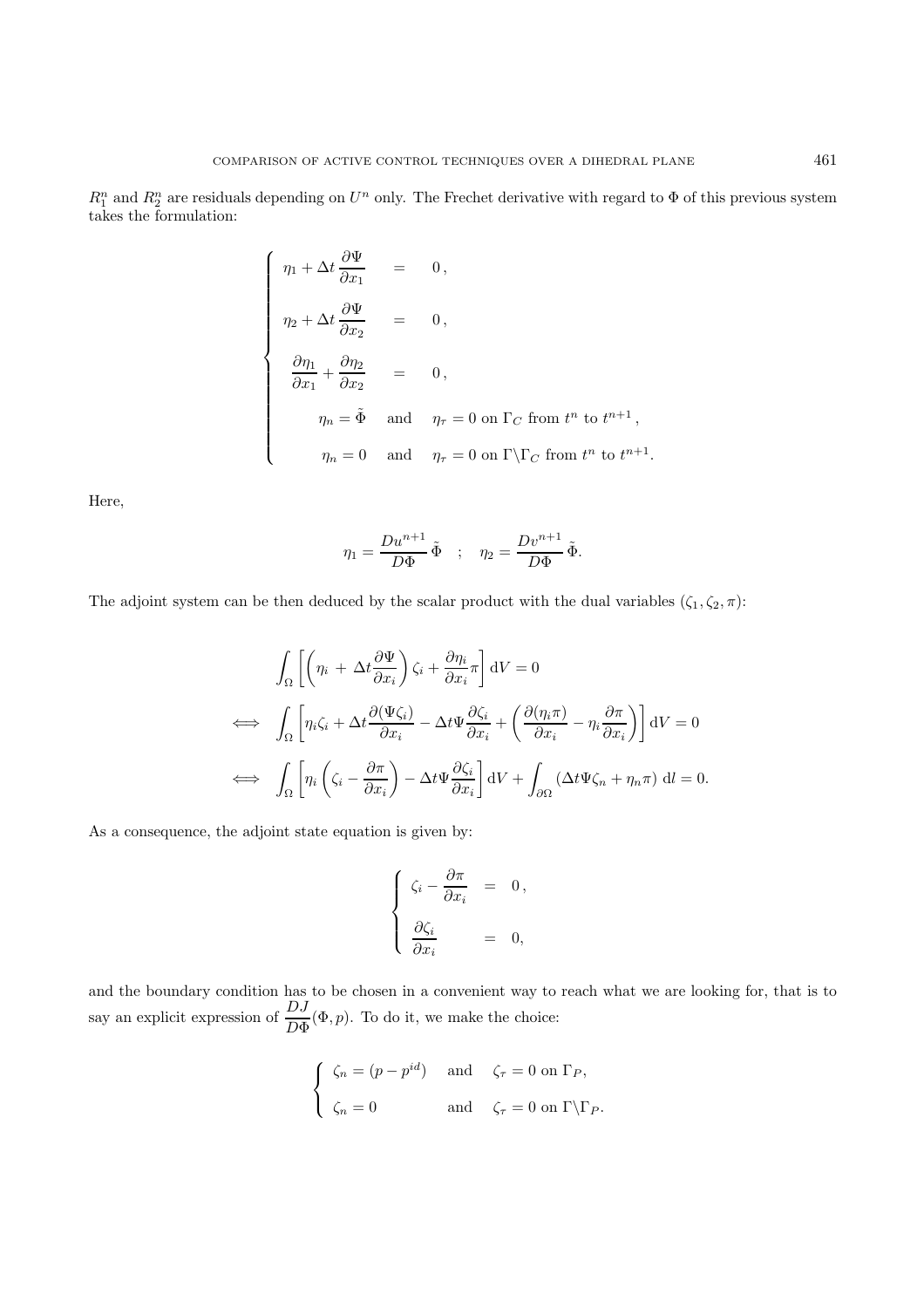$R_1^n$ and $R_2^n$ are residuals depending on $U^n$ only. The Frechet derivative with regard to $\Phi$ of this previous system takes the formulation:

$$
\left\{
\begin{array}{lcl}
\eta_1 + \Delta t \, \dfrac{\partial \Psi}{\partial x_1} & = & 0\,, \\[2ex]
\eta_2 + \Delta t \, \dfrac{\partial \Psi}{\partial x_2} & = & 0\,, \\[2ex]
\dfrac{\partial \eta_1}{\partial x_1} + \dfrac{\partial \eta_2}{\partial x_2} & = & 0\,, \\[2ex]
\qquad \eta_n = \tilde{\Phi} \quad \text{and} & & \eta_\tau = 0 \text{ on } \Gamma_C \text{ from } t^n \text{ to } t^{n+1}\,, \\[2ex]
\qquad \eta_n = 0 \quad \text{and} & & \eta_\tau = 0 \text{ on } \Gamma \backslash \Gamma_C \text{ from } t^n \text{ to } t^{n+1}.
\end{array}
\right.
$$

Here,

$$
\eta_1 = \frac{Du^{n+1}}{D\Phi}\,\tilde{\Phi} \quad ; \quad \eta_2 = \frac{Dv^{n+1}}{D\Phi}\,\tilde{\Phi}.
$$

The adjoint system can be then deduced by the scalar product with the dual variables $(\zeta_1, \zeta_2, \pi)$:

$$
\begin{aligned}
& \int_\Omega \left[ \left( \eta_i \, + \, \Delta t \frac{\partial \Psi}{\partial x_i} \right) \zeta_i + \frac{\partial \eta_i}{\partial x_i} \pi \right] \mathrm{d}V = 0 \\
\iff \quad & \int_\Omega \left[ \eta_i \zeta_i + \Delta t \frac{\partial (\Psi \zeta_i)}{\partial x_i} - \Delta t \Psi \frac{\partial \zeta_i}{\partial x_i} + \left( \frac{\partial (\eta_i \pi)}{\partial x_i} - \eta_i \frac{\partial \pi}{\partial x_i} \right) \right] \mathrm{d}V = 0 \\
\iff \quad & \int_\Omega \left[ \eta_i \left( \zeta_i - \frac{\partial \pi}{\partial x_i} \right) - \Delta t \Psi \frac{\partial \zeta_i}{\partial x_i} \right] \mathrm{d}V + \int_{\partial \Omega} \left( \Delta t \Psi \zeta_n + \eta_n \pi \right) \, \mathrm{d}l = 0.
\end{aligned}
$$

As a consequence, the adjoint state equation is given by:

$$
\left\{
\begin{array}{lcl}
\zeta_i - \dfrac{\partial \pi}{\partial x_i} & = & 0\,, \\[2ex]
\dfrac{\partial \zeta_i}{\partial x_i} & = & 0,
\end{array}
\right.
$$

and the boundary condition has to be chosen in a convenient way to reach what we are looking for, that is to say an explicit expression of $\dfrac{DJ}{D\Phi}(\Phi, p)$. To do it, we make the choice:

$$
\left\{
\begin{array}{lll}
\zeta_n = (p - p^{id}) & \text{and} & \zeta_\tau = 0 \text{ on } \Gamma_P, \\[1ex]
\zeta_n = 0 & \text{and} & \zeta_\tau = 0 \text{ on } \Gamma \backslash \Gamma_P.
\end{array}
\right.
$$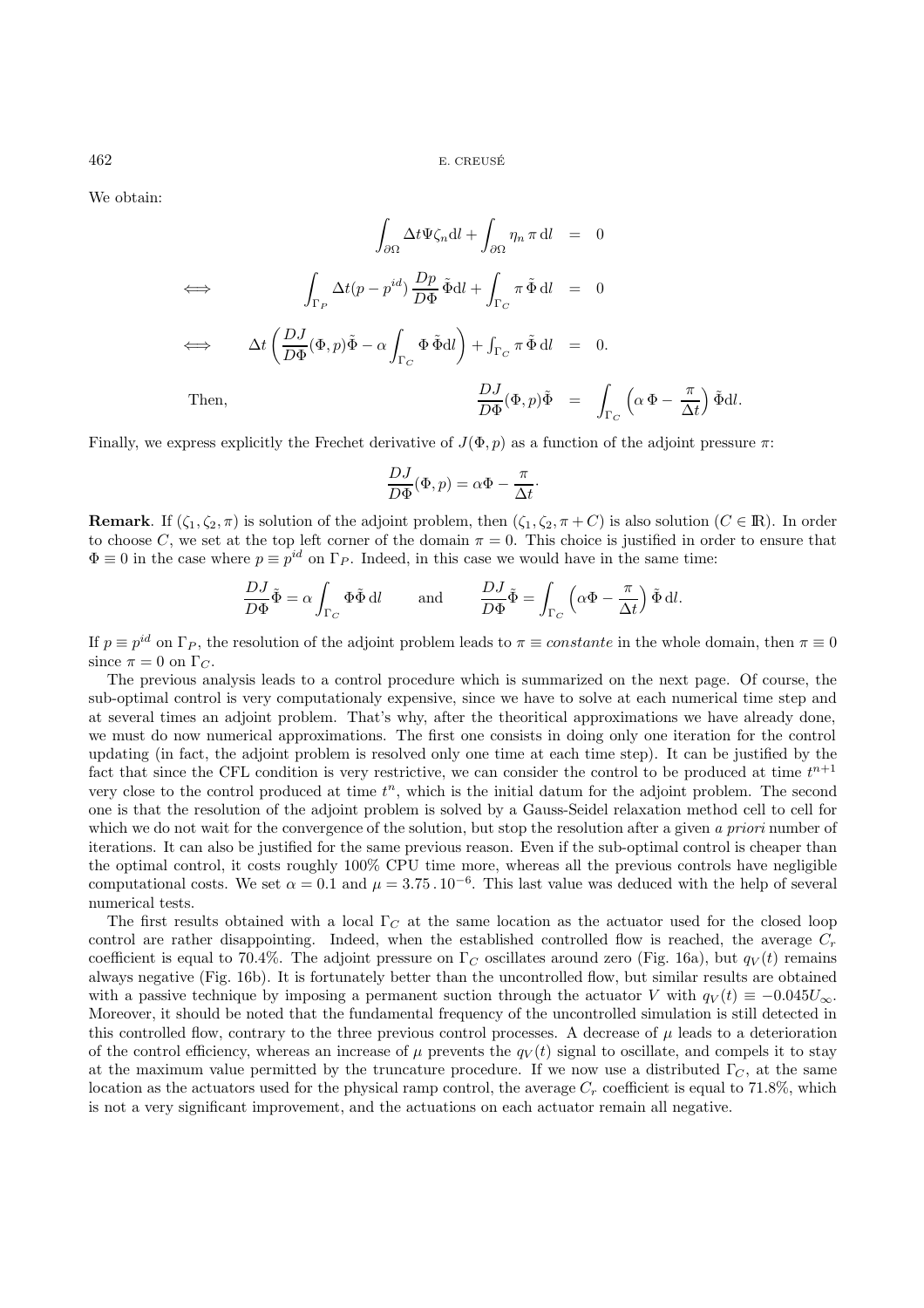We obtain:

$$
\begin{aligned}
& \int_{\partial\Omega} \Delta t \Psi \zeta_n \mathrm{d}l + \int_{\partial\Omega} \eta_n \, \pi \, \mathrm{d}l &=& \; 0 \\
\Longleftrightarrow \quad & \int_{\Gamma_P} \Delta t (p - p^{id}) \, \frac{Dp}{D\Phi} \, \tilde{\Phi} \mathrm{d}l + \int_{\Gamma_C} \pi \, \tilde{\Phi} \, \mathrm{d}l &=& \; 0 \\
\Longleftrightarrow \quad & \Delta t \left( \frac{DJ}{D\Phi}(\Phi, p) \tilde{\Phi} - \alpha \int_{\Gamma_C} \Phi \, \tilde{\Phi} \mathrm{d}l \right) + \int_{\Gamma_C} \pi \, \tilde{\Phi} \, \mathrm{d}l &=& \; 0.
\end{aligned}
$$

Then,

$$
\frac{DJ}{D\Phi}(\Phi, p) \tilde{\Phi} = \int_{\Gamma_C} \left( \alpha \, \Phi - \frac{\pi}{\Delta t} \right) \tilde{\Phi} \mathrm{d}l.
$$

Finally, we express explicitly the Frechet derivative of $J(\Phi, p)$ as a function of the adjoint pressure $\pi$:

$$
\frac{DJ}{D\Phi}(\Phi, p) = \alpha \Phi - \frac{\pi}{\Delta t} \cdot
$$

**Remark**. If $(\zeta_1, \zeta_2, \pi)$ is solution of the adjoint problem, then $(\zeta_1, \zeta_2, \pi + C)$ is also solution ($C \in \mathbb{R}$). In order to choose $C$, we set at the top left corner of the domain $\pi = 0$. This choice is justified in order to ensure that $\Phi \equiv 0$ in the case where $p \equiv p^{id}$ on $\Gamma_P$. Indeed, in this case we would have in the same time:

$$
\frac{DJ}{D\Phi} \tilde{\Phi} = \alpha \int_{\Gamma_C} \Phi \tilde{\Phi} \, \mathrm{d}l \qquad \text{and} \qquad \frac{DJ}{D\Phi} \tilde{\Phi} = \int_{\Gamma_C} \left( \alpha \Phi - \frac{\pi}{\Delta t} \right) \tilde{\Phi} \, \mathrm{d}l.
$$

If $p \equiv p^{id}$ on $\Gamma_P$, the resolution of the adjoint problem leads to $\pi \equiv constante$ in the whole domain, then $\pi \equiv 0$ since $\pi = 0$ on $\Gamma_C$.

The previous analysis leads to a control procedure which is summarized on the next page. Of course, the sub-optimal control is very computationaly expensive, since we have to solve at each numerical time step and at several times an adjoint problem. That's why, after the theoritical approximations we have already done, we must do now numerical approximations. The first one consists in doing only one iteration for the control updating (in fact, the adjoint problem is resolved only one time at each time step). It can be justified by the fact that since the CFL condition is very restrictive, we can consider the control to be produced at time $t^{n+1}$ very close to the control produced at time $t^n$, which is the initial datum for the adjoint problem. The second one is that the resolution of the adjoint problem is solved by a Gauss-Seidel relaxation method cell to cell for which we do not wait for the convergence of the solution, but stop the resolution after a given *a priori* number of iterations. It can also be justified for the same previous reason. Even if the sub-optimal control is cheaper than the optimal control, it costs roughly 100% CPU time more, whereas all the previous controls have negligible computational costs. We set $\alpha = 0.1$ and $\mu = 3.75 \, . \, 10^{-6}$. This last value was deduced with the help of several numerical tests.

The first results obtained with a local $\Gamma_C$ at the same location as the actuator used for the closed loop control are rather disappointing. Indeed, when the established controlled flow is reached, the average $C_r$ coefficient is equal to 70.4%. The adjoint pressure on $\Gamma_C$ oscillates around zero (Fig. 16a), but $q_V(t)$ remains always negative (Fig. 16b). It is fortunately better than the uncontrolled flow, but similar results are obtained with a passive technique by imposing a permanent suction through the actuator $V$ with $q_V(t) \equiv -0.045 U_\infty$. Moreover, it should be noted that the fundamental frequency of the uncontrolled simulation is still detected in this controlled flow, contrary to the three previous control processes. A decrease of $\mu$ leads to a deterioration of the control efficiency, whereas an increase of $\mu$ prevents the $q_V(t)$ signal to oscillate, and compels it to stay at the maximum value permitted by the truncature procedure. If we now use a distributed $\Gamma_C$, at the same location as the actuators used for the physical ramp control, the average $C_r$ coefficient is equal to 71.8%, which is not a very significant improvement, and the actuations on each actuator remain all negative.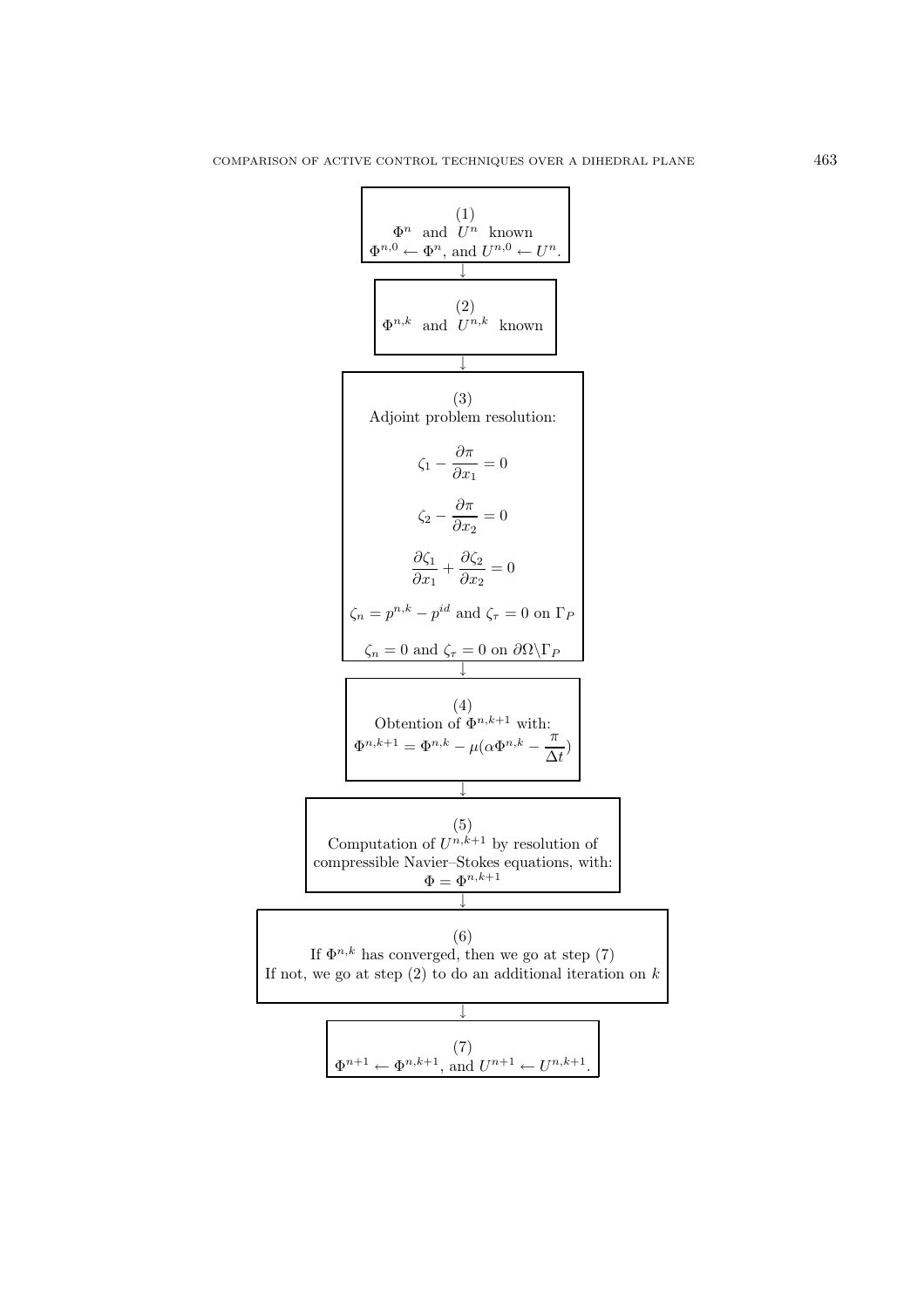(1)

$\Phi^n$ and $U^n$ known

$\Phi^{n,0} \leftarrow \Phi^n$, and $U^{n,0} \leftarrow U^n$.

↓

(2)

$\Phi^{n,k}$ and $U^{n,k}$ known

↓

(3)

Adjoint problem resolution:

$$\zeta_1 - \frac{\partial \pi}{\partial x_1} = 0$$

$$\zeta_2 - \frac{\partial \pi}{\partial x_2} = 0$$

$$\frac{\partial \zeta_1}{\partial x_1} + \frac{\partial \zeta_2}{\partial x_2} = 0$$

$\zeta_n = p^{n,k} - p^{id}$ and $\zeta_\tau = 0$ on $\Gamma_P$

$\zeta_n = 0$ and $\zeta_\tau = 0$ on $\partial\Omega \backslash \Gamma_P$

↓

(4)

Obtention of $\Phi^{n,k+1}$ with:

$$\Phi^{n,k+1} = \Phi^{n,k} - \mu(\alpha \Phi^{n,k} - \frac{\pi}{\Delta t})$$

↓

(5)

Computation of $U^{n,k+1}$ by resolution of compressible Navier–Stokes equations, with: $\Phi = \Phi^{n,k+1}$

↓

(6)

If $\Phi^{n,k}$ has converged, then we go at step (7)

If not, we go at step (2) to do an additional iteration on $k$

↓

(7)

$\Phi^{n+1} \leftarrow \Phi^{n,k+1}$, and $U^{n+1} \leftarrow U^{n,k+1}$.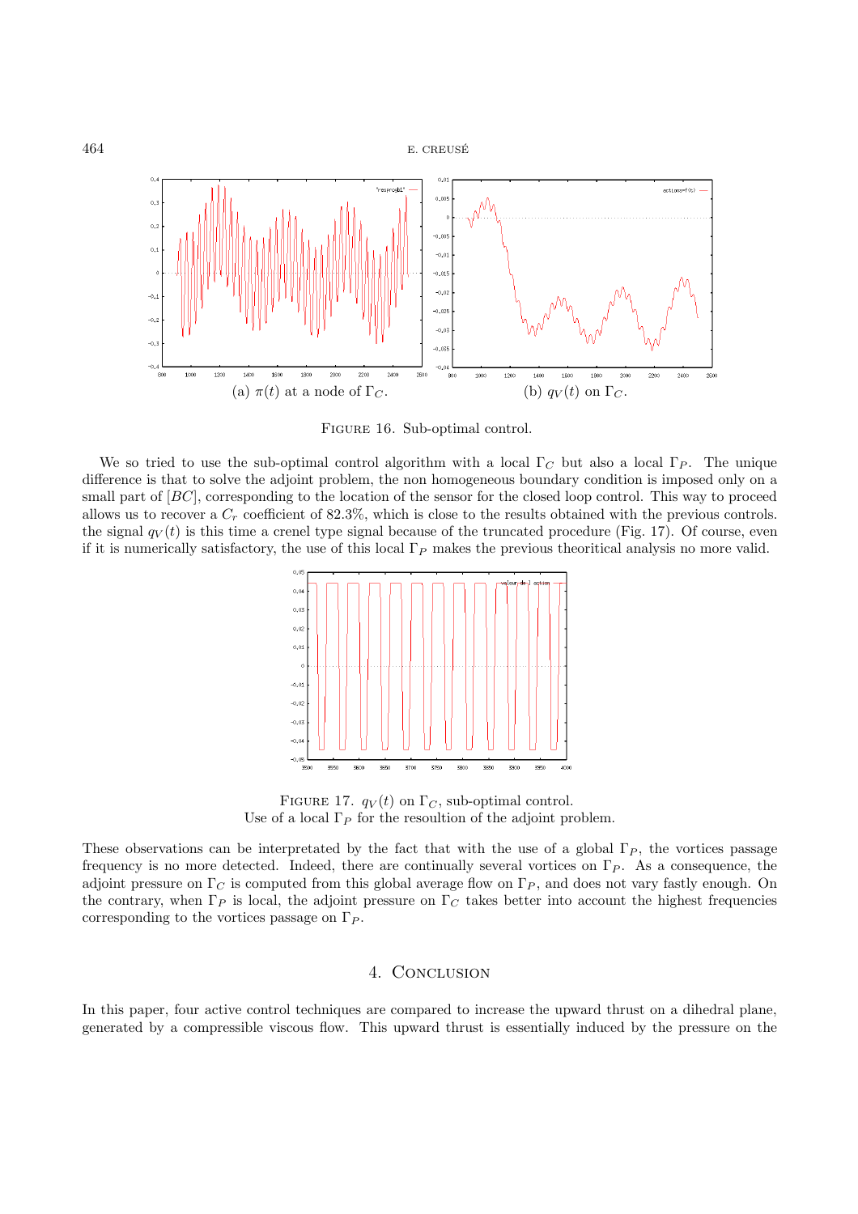(a) $\pi(t)$ at a node of $\Gamma_C$.

(b) $q_V(t)$ on $\Gamma_C$.

FIGURE 16. Sub-optimal control.

We so tried to use the sub-optimal control algorithm with a local $\Gamma_C$ but also a local $\Gamma_P$. The unique difference is that to solve the adjoint problem, the non homogeneous boundary condition is imposed only on a small part of $[BC]$, corresponding to the location of the sensor for the closed loop control. This way to proceed allows us to recover a $C_r$ coefficient of 82.3%, which is close to the results obtained with the previous controls. the signal $q_V(t)$ is this time a crenel type signal because of the truncated procedure (Fig. 17). Of course, even if it is numerically satisfactory, the use of this local $\Gamma_P$ makes the previous theoritical analysis no more valid.

FIGURE 17. $q_V(t)$ on $\Gamma_C$, sub-optimal control.
Use of a local $\Gamma_P$ for the resoultion of the adjoint problem.

These observations can be interpretated by the fact that with the use of a global $\Gamma_P$, the vortices passage frequency is no more detected. Indeed, there are continually several vortices on $\Gamma_P$. As a consequence, the adjoint pressure on $\Gamma_C$ is computed from this global average flow on $\Gamma_P$, and does not vary fastly enough. On the contrary, when $\Gamma_P$ is local, the adjoint pressure on $\Gamma_C$ takes better into account the highest frequencies corresponding to the vortices passage on $\Gamma_P$.

## 4. Conclusion

In this paper, four active control techniques are compared to increase the upward thrust on a dihedral plane, generated by a compressible viscous flow. This upward thrust is essentially induced by the pressure on the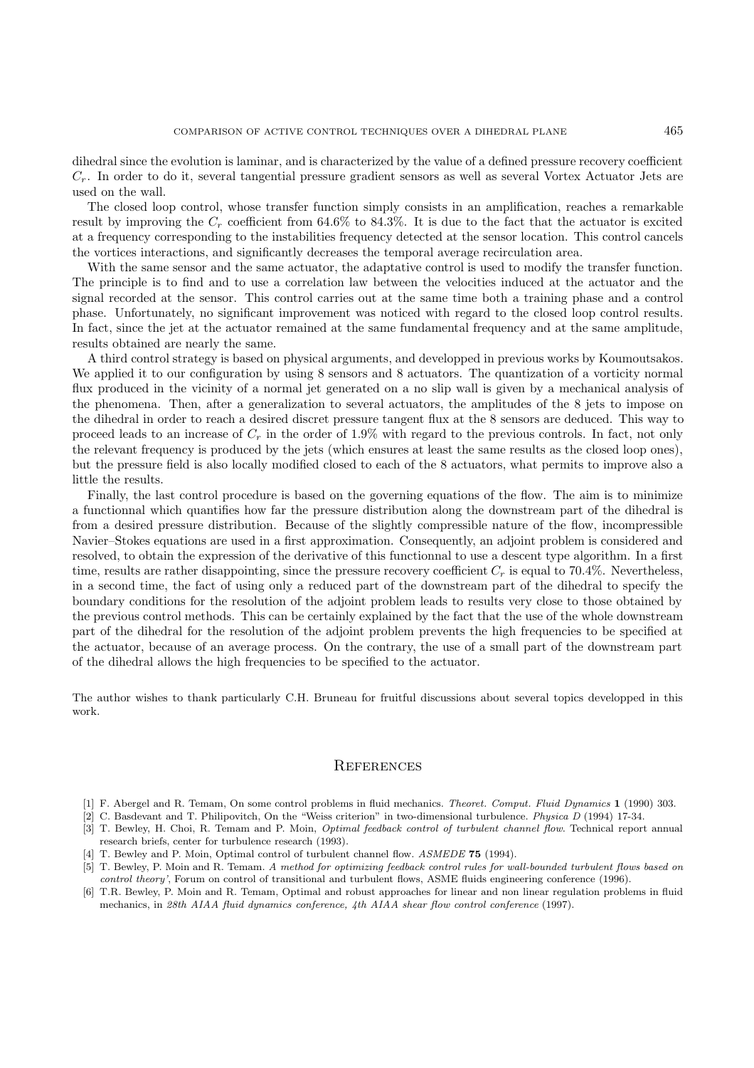dihedral since the evolution is laminar, and is characterized by the value of a defined pressure recovery coefficient $C_r$. In order to do it, several tangential pressure gradient sensors as well as several Vortex Actuator Jets are used on the wall.

The closed loop control, whose transfer function simply consists in an amplification, reaches a remarkable result by improving the $C_r$ coefficient from 64.6% to 84.3%. It is due to the fact that the actuator is excited at a frequency corresponding to the instabilities frequency detected at the sensor location. This control cancels the vortices interactions, and significantly decreases the temporal average recirculation area.

With the same sensor and the same actuator, the adaptative control is used to modify the transfer function. The principle is to find and to use a correlation law between the velocities induced at the actuator and the signal recorded at the sensor. This control carries out at the same time both a training phase and a control phase. Unfortunately, no significant improvement was noticed with regard to the closed loop control results. In fact, since the jet at the actuator remained at the same fundamental frequency and at the same amplitude, results obtained are nearly the same.

A third control strategy is based on physical arguments, and developped in previous works by Koumoutsakos. We applied it to our configuration by using 8 sensors and 8 actuators. The quantization of a vorticity normal flux produced in the vicinity of a normal jet generated on a no slip wall is given by a mechanical analysis of the phenomena. Then, after a generalization to several actuators, the amplitudes of the 8 jets to impose on the dihedral in order to reach a desired discret pressure tangent flux at the 8 sensors are deduced. This way to proceed leads to an increase of $C_r$ in the order of 1.9% with regard to the previous controls. In fact, not only the relevant frequency is produced by the jets (which ensures at least the same results as the closed loop ones), but the pressure field is also locally modified closed to each of the 8 actuators, what permits to improve also a little the results.

Finally, the last control procedure is based on the governing equations of the flow. The aim is to minimize a functionnal which quantifies how far the pressure distribution along the downstream part of the dihedral is from a desired pressure distribution. Because of the slightly compressible nature of the flow, incompressible Navier–Stokes equations are used in a first approximation. Consequently, an adjoint problem is considered and resolved, to obtain the expression of the derivative of this functionnal to use a descent type algorithm. In a first time, results are rather disappointing, since the pressure recovery coefficient $C_r$ is equal to 70.4%. Nevertheless, in a second time, the fact of using only a reduced part of the downstream part of the dihedral to specify the boundary conditions for the resolution of the adjoint problem leads to results very close to those obtained by the previous control methods. This can be certainly explained by the fact that the use of the whole downstream part of the dihedral for the resolution of the adjoint problem prevents the high frequencies to be specified at the actuator, because of an average process. On the contrary, the use of a small part of the downstream part of the dihedral allows the high frequencies to be specified to the actuator.

The author wishes to thank particularly C.H. Bruneau for fruitful discussions about several topics developped in this work.

## References

[1] F. Abergel and R. Temam, On some control problems in fluid mechanics. *Theoret. Comput. Fluid Dynamics* **1** (1990) 303.

[2] C. Basdevant and T. Philipovitch, On the "Weiss criterion" in two-dimensional turbulence. *Physica D* (1994) 17-34.

[3] T. Bewley, H. Choi, R. Temam and P. Moin, *Optimal feedback control of turbulent channel flow*. Technical report annual research briefs, center for turbulence research (1993).

[4] T. Bewley and P. Moin, Optimal control of turbulent channel flow. *ASMEDE* **75** (1994).

[5] T. Bewley, P. Moin and R. Temam. *A method for optimizing feedback control rules for wall-bounded turbulent flows based on control theory'*, Forum on control of transitional and turbulent flows, ASME fluids engineering conference (1996).

[6] T.R. Bewley, P. Moin and R. Temam, Optimal and robust approaches for linear and non linear regulation problems in fluid mechanics, in *28th AIAA fluid dynamics conference, 4th AIAA shear flow control conference* (1997).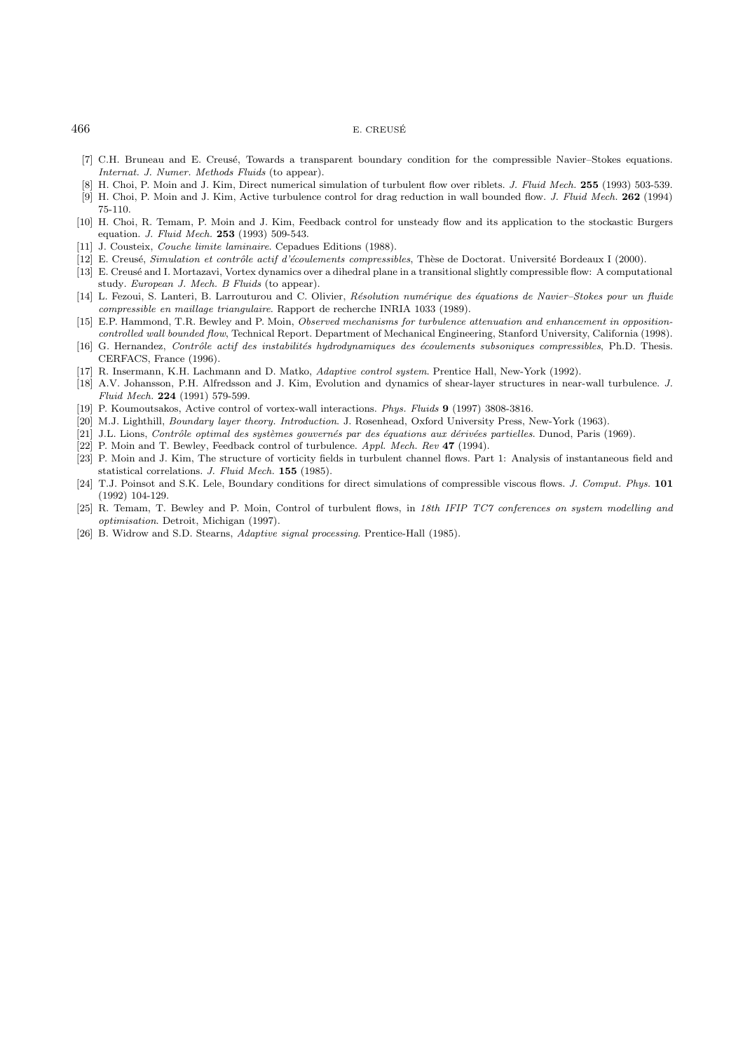[7] C.H. Bruneau and E. Creusé, Towards a transparent boundary condition for the compressible Navier–Stokes equations. *Internat. J. Numer. Methods Fluids* (to appear).

[8] H. Choi, P. Moin and J. Kim, Direct numerical simulation of turbulent flow over riblets. *J. Fluid Mech.* **255** (1993) 503-539.

[9] H. Choi, P. Moin and J. Kim, Active turbulence control for drag reduction in wall bounded flow. *J. Fluid Mech.* **262** (1994) 75-110.

[10] H. Choi, R. Temam, P. Moin and J. Kim, Feedback control for unsteady flow and its application to the stockastic Burgers equation. *J. Fluid Mech.* **253** (1993) 509-543.

[11] J. Cousteix, *Couche limite laminaire*. Cepadues Editions (1988).

[12] E. Creusé, *Simulation et contrôle actif d'écoulements compressibles*, Thèse de Doctorat. Université Bordeaux I (2000).

[13] E. Creusé and I. Mortazavi, Vortex dynamics over a dihedral plane in a transitional slightly compressible flow: A computational study. *European J. Mech. B Fluids* (to appear).

[14] L. Fezoui, S. Lanteri, B. Larrouturou and C. Olivier, *Résolution numérique des équations de Navier–Stokes pour un fluide compressible en maillage triangulaire*. Rapport de recherche INRIA 1033 (1989).

[15] E.P. Hammond, T.R. Bewley and P. Moin, *Observed mechanisms for turbulence attenuation and enhancement in opposition-controlled wall bounded flow*, Technical Report. Department of Mechanical Engineering, Stanford University, California (1998).

[16] G. Hernandez, *Contrôle actif des instabilités hydrodynamiques des écoulements subsoniques compressibles*, Ph.D. Thesis. CERFACS, France (1996).

[17] R. Insermann, K.H. Lachmann and D. Matko, *Adaptive control system*. Prentice Hall, New-York (1992).

[18] A.V. Johansson, P.H. Alfredsson and J. Kim, Evolution and dynamics of shear-layer structures in near-wall turbulence. *J. Fluid Mech.* **224** (1991) 579-599.

[19] P. Koumoutsakos, Active control of vortex-wall interactions. *Phys. Fluids* **9** (1997) 3808-3816.

[20] M.J. Lighthill, *Boundary layer theory. Introduction*. J. Rosenhead, Oxford University Press, New-York (1963).

[21] J.L. Lions, *Contrôle optimal des systèmes gouvernés par des équations aux dérivées partielles*. Dunod, Paris (1969).

[22] P. Moin and T. Bewley, Feedback control of turbulence. *Appl. Mech. Rev* **47** (1994).

[23] P. Moin and J. Kim, The structure of vorticity fields in turbulent channel flows. Part 1: Analysis of instantaneous field and statistical correlations. *J. Fluid Mech.* **155** (1985).

[24] T.J. Poinsot and S.K. Lele, Boundary conditions for direct simulations of compressible viscous flows. *J. Comput. Phys.* **101** (1992) 104-129.

[25] R. Temam, T. Bewley and P. Moin, Control of turbulent flows, in *18th IFIP TC7 conferences on system modelling and optimisation*. Detroit, Michigan (1997).

[26] B. Widrow and S.D. Stearns, *Adaptive signal processing*. Prentice-Hall (1985).